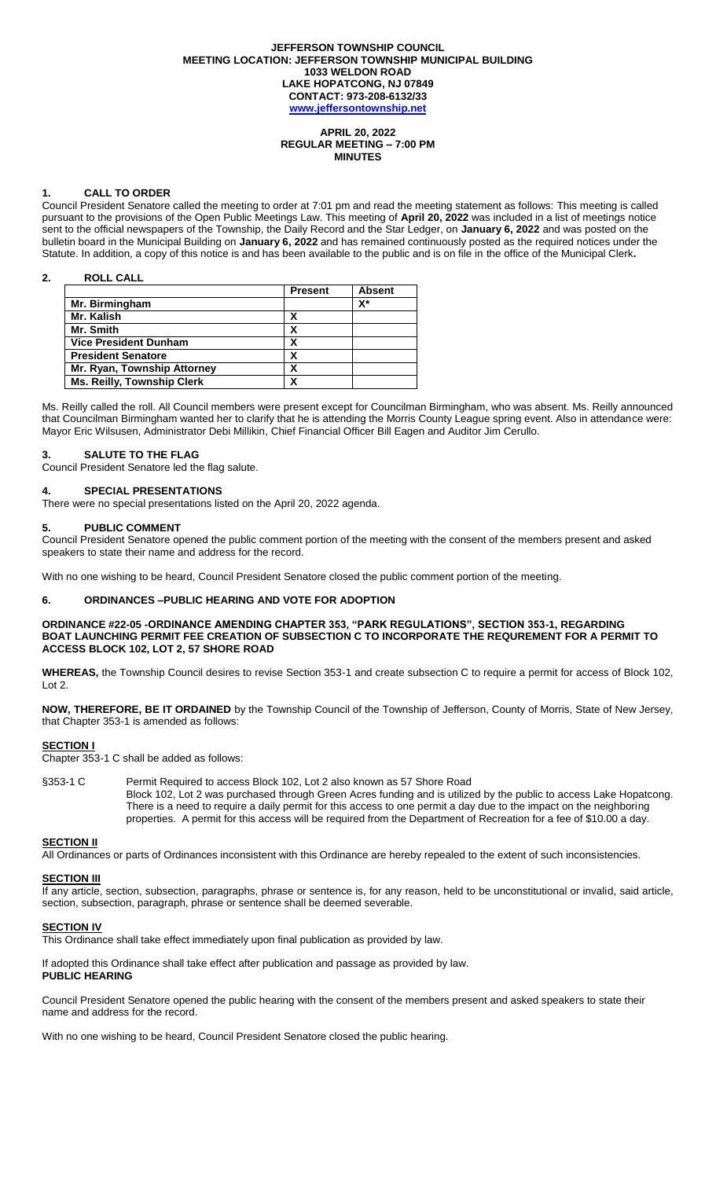**JEFFERSON TOWNSHIP COUNCIL**
**MEETING LOCATION: JEFFERSON TOWNSHIP MUNICIPAL BUILDING**
**1033 WELDON ROAD**
**LAKE HOPATCONG, NJ 07849**
**CONTACT: 973-208-6132/33**
**www.jeffersontownship.net**

**APRIL 20, 2022**
**REGULAR MEETING – 7:00 PM**
**MINUTES**

## 1. CALL TO ORDER

Council President Senatore called the meeting to order at 7:01 pm and read the meeting statement as follows: This meeting is called pursuant to the provisions of the Open Public Meetings Law. This meeting of **April 20, 2022** was included in a list of meetings notice sent to the official newspapers of the Township, the Daily Record and the Star Ledger, on **January 6, 2022** and was posted on the bulletin board in the Municipal Building on **January 6, 2022** and has remained continuously posted as the required notices under the Statute. In addition, a copy of this notice is and has been available to the public and is on file in the office of the Municipal Clerk**.**

## 2. ROLL CALL

| | Present | Absent |
|---|---|---|
| **Mr. Birmingham** | | **X*** |
| **Mr. Kalish** | **X** | |
| **Mr. Smith** | **X** | |
| **Vice President Dunham** | **X** | |
| **President Senatore** | **X** | |
| **Mr. Ryan, Township Attorney** | **X** | |
| **Ms. Reilly, Township Clerk** | **X** | |

Ms. Reilly called the roll. All Council members were present except for Councilman Birmingham, who was absent. Ms. Reilly announced that Councilman Birmingham wanted her to clarify that he is attending the Morris County League spring event. Also in attendance were: Mayor Eric Wilsusen, Administrator Debi Millikin, Chief Financial Officer Bill Eagen and Auditor Jim Cerullo.

## 3. SALUTE TO THE FLAG

Council President Senatore led the flag salute.

## 4. SPECIAL PRESENTATIONS

There were no special presentations listed on the April 20, 2022 agenda.

## 5. PUBLIC COMMENT

Council President Senatore opened the public comment portion of the meeting with the consent of the members present and asked speakers to state their name and address for the record.

With no one wishing to be heard, Council President Senatore closed the public comment portion of the meeting.

## 6. ORDINANCES –PUBLIC HEARING AND VOTE FOR ADOPTION

**ORDINANCE #22-05 -ORDINANCE AMENDING CHAPTER 353, "PARK REGULATIONS", SECTION 353-1, REGARDING BOAT LAUNCHING PERMIT FEE CREATION OF SUBSECTION C TO INCORPORATE THE REQUREMENT FOR A PERMIT TO ACCESS BLOCK 102, LOT 2, 57 SHORE ROAD**

**WHEREAS,** the Township Council desires to revise Section 353-1 and create subsection C to require a permit for access of Block 102, Lot 2.

**NOW, THEREFORE, BE IT ORDAINED** by the Township Council of the Township of Jefferson, County of Morris, State of New Jersey, that Chapter 353-1 is amended as follows:

**SECTION I**

Chapter 353-1 C shall be added as follows:

§353-1 C Permit Required to access Block 102, Lot 2 also known as 57 Shore Road
Block 102, Lot 2 was purchased through Green Acres funding and is utilized by the public to access Lake Hopatcong. There is a need to require a daily permit for this access to one permit a day due to the impact on the neighboring properties. A permit for this access will be required from the Department of Recreation for a fee of $10.00 a day.

**SECTION II**

All Ordinances or parts of Ordinances inconsistent with this Ordinance are hereby repealed to the extent of such inconsistencies.

**SECTION III**

If any article, section, subsection, paragraphs, phrase or sentence is, for any reason, held to be unconstitutional or invalid, said article, section, subsection, paragraph, phrase or sentence shall be deemed severable.

**SECTION IV**

This Ordinance shall take effect immediately upon final publication as provided by law.

If adopted this Ordinance shall take effect after publication and passage as provided by law.

**PUBLIC HEARING**

Council President Senatore opened the public hearing with the consent of the members present and asked speakers to state their name and address for the record.

With no one wishing to be heard, Council President Senatore closed the public hearing.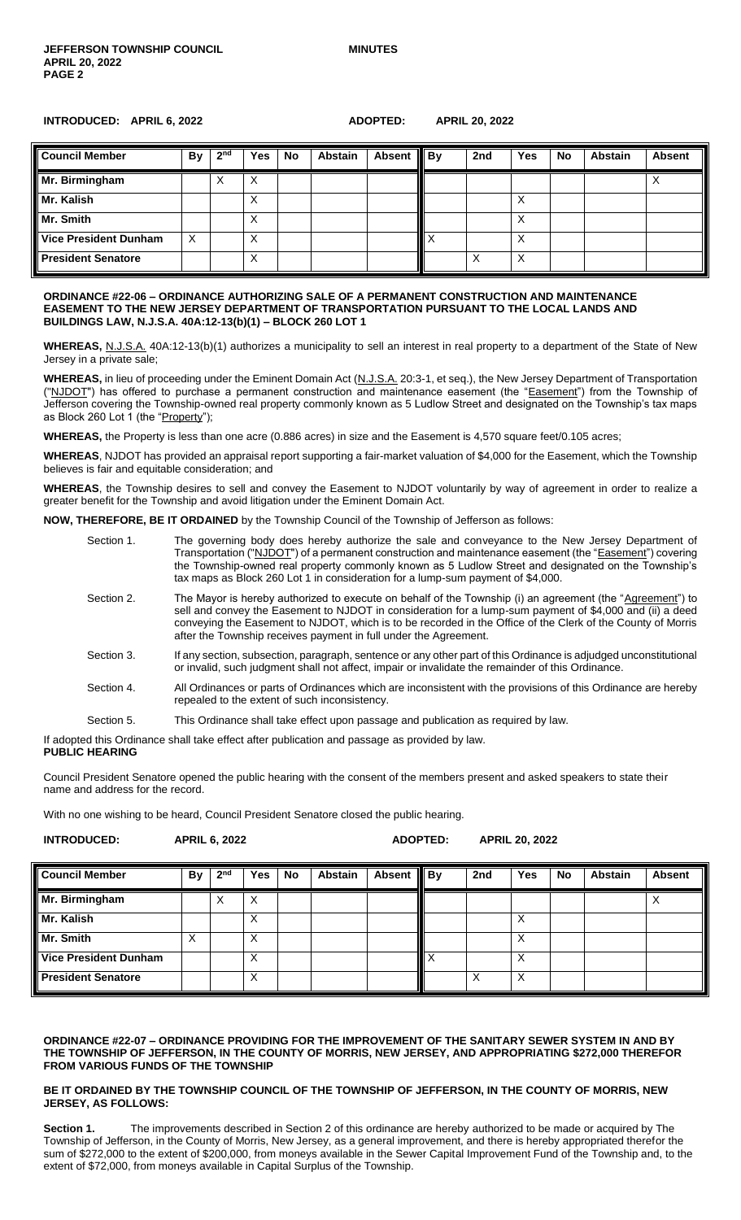**INTRODUCED: APRIL 6, 2022 ADOPTED: APRIL 20, 2022**

| Council Member | By | 2nd | Yes | No | Abstain | Absent | By | 2nd | Yes | No | Abstain | Absent |
|---|---|---|---|---|---|---|---|---|---|---|---|---|
| Mr. Birmingham | | X | X | | | | | | | | | X |
| Mr. Kalish | | | X | | | | | | X | | | |
| Mr. Smith | | | X | | | | | | X | | | |
| Vice President Dunham | X | | X | | | | X | | X | | | |
| President Senatore | | | X | | | | | X | X | | | |

**ORDINANCE #22-06 – ORDINANCE AUTHORIZING SALE OF A PERMANENT CONSTRUCTION AND MAINTENANCE EASEMENT TO THE NEW JERSEY DEPARTMENT OF TRANSPORTATION PURSUANT TO THE LOCAL LANDS AND BUILDINGS LAW, N.J.S.A. 40A:12-13(b)(1) – BLOCK 260 LOT 1**

**WHEREAS,** N.J.S.A. 40A:12-13(b)(1) authorizes a municipality to sell an interest in real property to a department of the State of New Jersey in a private sale;

**WHEREAS,** in lieu of proceeding under the Eminent Domain Act (N.J.S.A. 20:3-1, et seq.), the New Jersey Department of Transportation ("NJDOT") has offered to purchase a permanent construction and maintenance easement (the "Easement") from the Township of Jefferson covering the Township-owned real property commonly known as 5 Ludlow Street and designated on the Township's tax maps as Block 260 Lot 1 (the "Property");

**WHEREAS,** the Property is less than one acre (0.886 acres) in size and the Easement is 4,570 square feet/0.105 acres;

**WHEREAS**, NJDOT has provided an appraisal report supporting a fair-market valuation of $4,000 for the Easement, which the Township believes is fair and equitable consideration; and

**WHEREAS**, the Township desires to sell and convey the Easement to NJDOT voluntarily by way of agreement in order to realize a greater benefit for the Township and avoid litigation under the Eminent Domain Act.

**NOW, THEREFORE, BE IT ORDAINED** by the Township Council of the Township of Jefferson as follows:

Section 1. The governing body does hereby authorize the sale and conveyance to the New Jersey Department of Transportation ("NJDOT") of a permanent construction and maintenance easement (the "Easement") covering the Township-owned real property commonly known as 5 Ludlow Street and designated on the Township's tax maps as Block 260 Lot 1 in consideration for a lump-sum payment of $4,000.

Section 2. The Mayor is hereby authorized to execute on behalf of the Township (i) an agreement (the "Agreement") to sell and convey the Easement to NJDOT in consideration for a lump-sum payment of $4,000 and (ii) a deed conveying the Easement to NJDOT, which is to be recorded in the Office of the Clerk of the County of Morris after the Township receives payment in full under the Agreement.

Section 3. If any section, subsection, paragraph, sentence or any other part of this Ordinance is adjudged unconstitutional or invalid, such judgment shall not affect, impair or invalidate the remainder of this Ordinance.

Section 4. All Ordinances or parts of Ordinances which are inconsistent with the provisions of this Ordinance are hereby repealed to the extent of such inconsistency.

Section 5. This Ordinance shall take effect upon passage and publication as required by law.

If adopted this Ordinance shall take effect after publication and passage as provided by law.

**PUBLIC HEARING**

Council President Senatore opened the public hearing with the consent of the members present and asked speakers to state their name and address for the record.

With no one wishing to be heard, Council President Senatore closed the public hearing.

**INTRODUCED: APRIL 6, 2022 ADOPTED: APRIL 20, 2022**

| Council Member | By | 2nd | Yes | No | Abstain | Absent | By | 2nd | Yes | No | Abstain | Absent |
|---|---|---|---|---|---|---|---|---|---|---|---|---|
| Mr. Birmingham | | X | X | | | | | | | | | X |
| Mr. Kalish | | | X | | | | | | X | | | |
| Mr. Smith | X | | X | | | | | | X | | | |
| Vice President Dunham | | | X | | | | X | | X | | | |
| President Senatore | | | X | | | | | X | X | | | |

**ORDINANCE #22-07 – ORDINANCE PROVIDING FOR THE IMPROVEMENT OF THE SANITARY SEWER SYSTEM IN AND BY THE TOWNSHIP OF JEFFERSON, IN THE COUNTY OF MORRIS, NEW JERSEY, AND APPROPRIATING $272,000 THEREFOR FROM VARIOUS FUNDS OF THE TOWNSHIP**

**BE IT ORDAINED BY THE TOWNSHIP COUNCIL OF THE TOWNSHIP OF JEFFERSON, IN THE COUNTY OF MORRIS, NEW JERSEY, AS FOLLOWS:**

**Section 1.** The improvements described in Section 2 of this ordinance are hereby authorized to be made or acquired by The Township of Jefferson, in the County of Morris, New Jersey, as a general improvement, and there is hereby appropriated therefor the sum of $272,000 to the extent of $200,000, from moneys available in the Sewer Capital Improvement Fund of the Township and, to the extent of $72,000, from moneys available in Capital Surplus of the Township.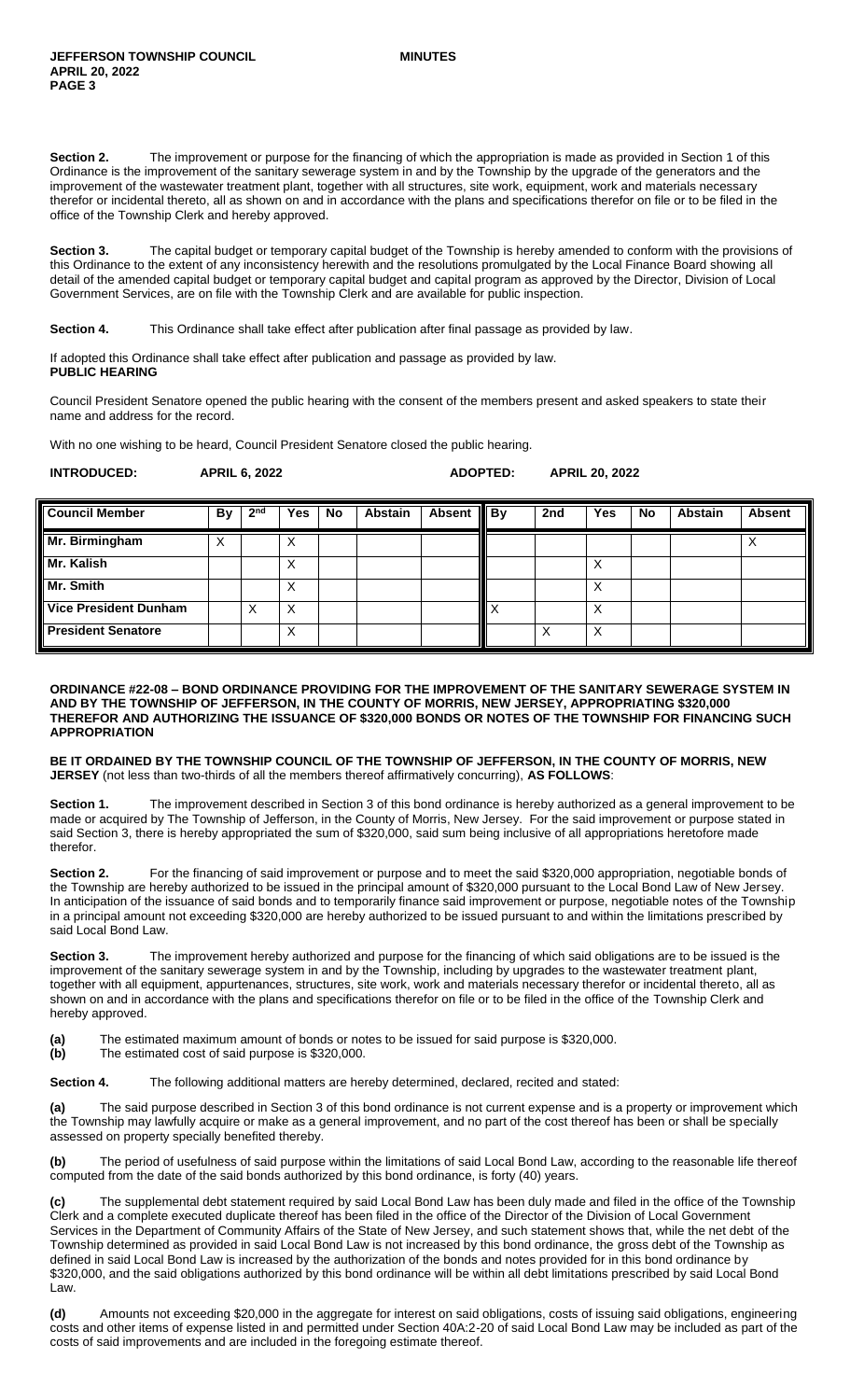**Section 2.** The improvement or purpose for the financing of which the appropriation is made as provided in Section 1 of this Ordinance is the improvement of the sanitary sewerage system in and by the Township by the upgrade of the generators and the improvement of the wastewater treatment plant, together with all structures, site work, equipment, work and materials necessary therefor or incidental thereto, all as shown on and in accordance with the plans and specifications therefor on file or to be filed in the office of the Township Clerk and hereby approved.

**Section 3.** The capital budget or temporary capital budget of the Township is hereby amended to conform with the provisions of this Ordinance to the extent of any inconsistency herewith and the resolutions promulgated by the Local Finance Board showing all detail of the amended capital budget or temporary capital budget and capital program as approved by the Director, Division of Local Government Services, are on file with the Township Clerk and are available for public inspection.

**Section 4.** This Ordinance shall take effect after publication after final passage as provided by law.

If adopted this Ordinance shall take effect after publication and passage as provided by law.

**PUBLIC HEARING**

Council President Senatore opened the public hearing with the consent of the members present and asked speakers to state their name and address for the record.

With no one wishing to be heard, Council President Senatore closed the public hearing.

**INTRODUCED: APRIL 6, 2022** **ADOPTED: APRIL 20, 2022**

| Council Member | By | 2nd | Yes | No | Abstain | Absent | By | 2nd | Yes | No | Abstain | Absent |
|---|---|---|---|---|---|---|---|---|---|---|---|---|
| Mr. Birmingham | X | | X | | | | | | | | | X |
| Mr. Kalish | | | X | | | | | | X | | | |
| Mr. Smith | | | X | | | | | | X | | | |
| Vice President Dunham | | X | X | | | | X | | X | | | |
| President Senatore | | | X | | | | | X | X | | | |

**ORDINANCE #22-08 – BOND ORDINANCE PROVIDING FOR THE IMPROVEMENT OF THE SANITARY SEWERAGE SYSTEM IN AND BY THE TOWNSHIP OF JEFFERSON, IN THE COUNTY OF MORRIS, NEW JERSEY, APPROPRIATING $320,000 THEREFOR AND AUTHORIZING THE ISSUANCE OF $320,000 BONDS OR NOTES OF THE TOWNSHIP FOR FINANCING SUCH APPROPRIATION**

**BE IT ORDAINED BY THE TOWNSHIP COUNCIL OF THE TOWNSHIP OF JEFFERSON, IN THE COUNTY OF MORRIS, NEW JERSEY** (not less than two-thirds of all the members thereof affirmatively concurring), **AS FOLLOWS**:

**Section 1.** The improvement described in Section 3 of this bond ordinance is hereby authorized as a general improvement to be made or acquired by The Township of Jefferson, in the County of Morris, New Jersey. For the said improvement or purpose stated in said Section 3, there is hereby appropriated the sum of $320,000, said sum being inclusive of all appropriations heretofore made therefor.

**Section 2.** For the financing of said improvement or purpose and to meet the said $320,000 appropriation, negotiable bonds of the Township are hereby authorized to be issued in the principal amount of $320,000 pursuant to the Local Bond Law of New Jersey. In anticipation of the issuance of said bonds and to temporarily finance said improvement or purpose, negotiable notes of the Township in a principal amount not exceeding $320,000 are hereby authorized to be issued pursuant to and within the limitations prescribed by said Local Bond Law.

**Section 3.** The improvement hereby authorized and purpose for the financing of which said obligations are to be issued is the improvement of the sanitary sewerage system in and by the Township, including by upgrades to the wastewater treatment plant, together with all equipment, appurtenances, structures, site work, work and materials necessary therefor or incidental thereto, all as shown on and in accordance with the plans and specifications therefor on file or to be filed in the office of the Township Clerk and hereby approved.

**(a)** The estimated maximum amount of bonds or notes to be issued for said purpose is $320,000.
**(b)** The estimated cost of said purpose is $320,000.

**Section 4.** The following additional matters are hereby determined, declared, recited and stated:

**(a)** The said purpose described in Section 3 of this bond ordinance is not current expense and is a property or improvement which the Township may lawfully acquire or make as a general improvement, and no part of the cost thereof has been or shall be specially assessed on property specially benefited thereby.

**(b)** The period of usefulness of said purpose within the limitations of said Local Bond Law, according to the reasonable life thereof computed from the date of the said bonds authorized by this bond ordinance, is forty (40) years.

**(c)** The supplemental debt statement required by said Local Bond Law has been duly made and filed in the office of the Township Clerk and a complete executed duplicate thereof has been filed in the office of the Director of the Division of Local Government Services in the Department of Community Affairs of the State of New Jersey, and such statement shows that, while the net debt of the Township determined as provided in said Local Bond Law is not increased by this bond ordinance, the gross debt of the Township as defined in said Local Bond Law is increased by the authorization of the bonds and notes provided for in this bond ordinance by $320,000, and the said obligations authorized by this bond ordinance will be within all debt limitations prescribed by said Local Bond Law.

**(d)** Amounts not exceeding $20,000 in the aggregate for interest on said obligations, costs of issuing said obligations, engineering costs and other items of expense listed in and permitted under Section 40A:2-20 of said Local Bond Law may be included as part of the costs of said improvements and are included in the foregoing estimate thereof.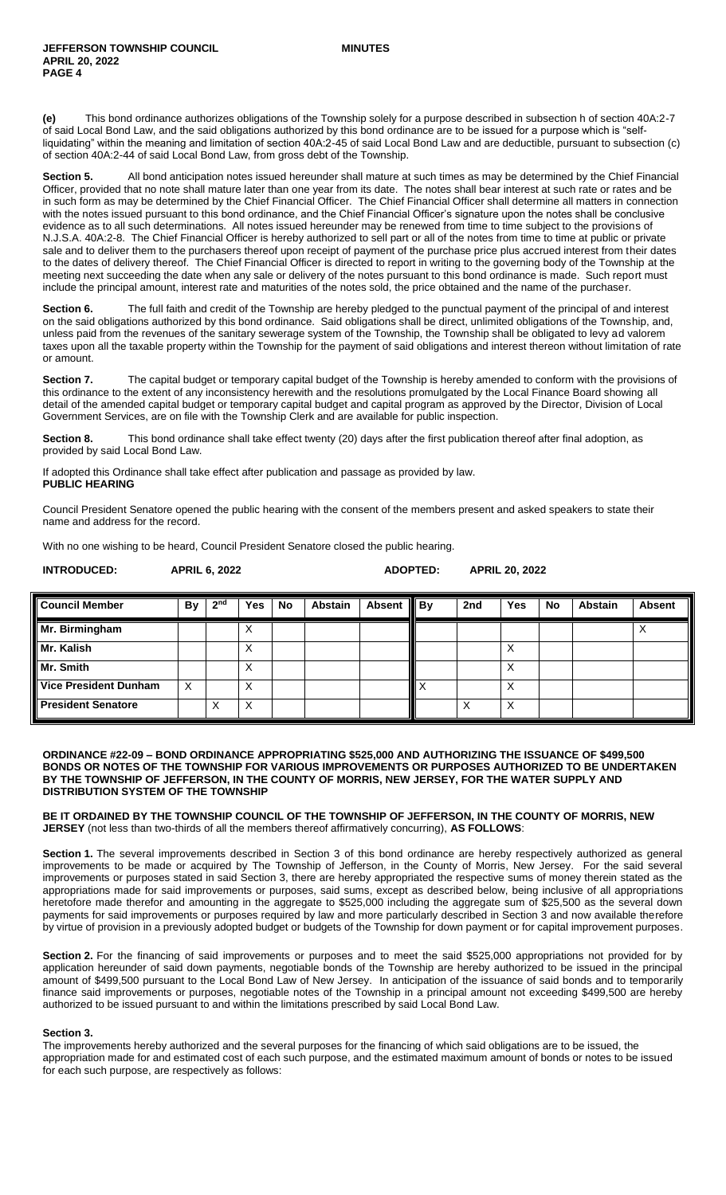**(e)** This bond ordinance authorizes obligations of the Township solely for a purpose described in subsection h of section 40A:2-7 of said Local Bond Law, and the said obligations authorized by this bond ordinance are to be issued for a purpose which is "self-liquidating" within the meaning and limitation of section 40A:2-45 of said Local Bond Law and are deductible, pursuant to subsection (c) of section 40A:2-44 of said Local Bond Law, from gross debt of the Township.

**Section 5.** All bond anticipation notes issued hereunder shall mature at such times as may be determined by the Chief Financial Officer, provided that no note shall mature later than one year from its date. The notes shall bear interest at such rate or rates and be in such form as may be determined by the Chief Financial Officer. The Chief Financial Officer shall determine all matters in connection with the notes issued pursuant to this bond ordinance, and the Chief Financial Officer's signature upon the notes shall be conclusive evidence as to all such determinations. All notes issued hereunder may be renewed from time to time subject to the provisions of N.J.S.A. 40A:2-8. The Chief Financial Officer is hereby authorized to sell part or all of the notes from time to time at public or private sale and to deliver them to the purchasers thereof upon receipt of payment of the purchase price plus accrued interest from their dates to the dates of delivery thereof. The Chief Financial Officer is directed to report in writing to the governing body of the Township at the meeting next succeeding the date when any sale or delivery of the notes pursuant to this bond ordinance is made. Such report must include the principal amount, interest rate and maturities of the notes sold, the price obtained and the name of the purchaser.

**Section 6.** The full faith and credit of the Township are hereby pledged to the punctual payment of the principal of and interest on the said obligations authorized by this bond ordinance. Said obligations shall be direct, unlimited obligations of the Township, and, unless paid from the revenues of the sanitary sewerage system of the Township, the Township shall be obligated to levy ad valorem taxes upon all the taxable property within the Township for the payment of said obligations and interest thereon without limitation of rate or amount.

**Section 7.** The capital budget or temporary capital budget of the Township is hereby amended to conform with the provisions of this ordinance to the extent of any inconsistency herewith and the resolutions promulgated by the Local Finance Board showing all detail of the amended capital budget or temporary capital budget and capital program as approved by the Director, Division of Local Government Services, are on file with the Township Clerk and are available for public inspection.

**Section 8.** This bond ordinance shall take effect twenty (20) days after the first publication thereof after final adoption, as provided by said Local Bond Law.

If adopted this Ordinance shall take effect after publication and passage as provided by law.

**PUBLIC HEARING**

Council President Senatore opened the public hearing with the consent of the members present and asked speakers to state their name and address for the record.

With no one wishing to be heard, Council President Senatore closed the public hearing.

**INTRODUCED: APRIL 6, 2022 ADOPTED: APRIL 20, 2022**

| Council Member | By | 2nd | Yes | No | Abstain | Absent | By | 2nd | Yes | No | Abstain | Absent |
|---|---|---|---|---|---|---|---|---|---|---|---|---|
| Mr. Birmingham | | | X | | | | | | | | | X |
| Mr. Kalish | | | X | | | | | | X | | | |
| Mr. Smith | | | X | | | | | | X | | | |
| Vice President Dunham | X | | X | | | | X | | X | | | |
| President Senatore | | X | X | | | | | X | X | | | |

**ORDINANCE #22-09 – BOND ORDINANCE APPROPRIATING $525,000 AND AUTHORIZING THE ISSUANCE OF $499,500 BONDS OR NOTES OF THE TOWNSHIP FOR VARIOUS IMPROVEMENTS OR PURPOSES AUTHORIZED TO BE UNDERTAKEN BY THE TOWNSHIP OF JEFFERSON, IN THE COUNTY OF MORRIS, NEW JERSEY, FOR THE WATER SUPPLY AND DISTRIBUTION SYSTEM OF THE TOWNSHIP**

**BE IT ORDAINED BY THE TOWNSHIP COUNCIL OF THE TOWNSHIP OF JEFFERSON, IN THE COUNTY OF MORRIS, NEW JERSEY** (not less than two-thirds of all the members thereof affirmatively concurring), **AS FOLLOWS**:

**Section 1.** The several improvements described in Section 3 of this bond ordinance are hereby respectively authorized as general improvements to be made or acquired by The Township of Jefferson, in the County of Morris, New Jersey. For the said several improvements or purposes stated in said Section 3, there are hereby appropriated the respective sums of money therein stated as the appropriations made for said improvements or purposes, said sums, except as described below, being inclusive of all appropriations heretofore made therefor and amounting in the aggregate to $525,000 including the aggregate sum of $25,500 as the several down payments for said improvements or purposes required by law and more particularly described in Section 3 and now available therefore by virtue of provision in a previously adopted budget or budgets of the Township for down payment or for capital improvement purposes.

**Section 2.** For the financing of said improvements or purposes and to meet the said $525,000 appropriations not provided for by application hereunder of said down payments, negotiable bonds of the Township are hereby authorized to be issued in the principal amount of $499,500 pursuant to the Local Bond Law of New Jersey. In anticipation of the issuance of said bonds and to temporarily finance said improvements or purposes, negotiable notes of the Township in a principal amount not exceeding $499,500 are hereby authorized to be issued pursuant to and within the limitations prescribed by said Local Bond Law.

**Section 3.**

The improvements hereby authorized and the several purposes for the financing of which said obligations are to be issued, the appropriation made for and estimated cost of each such purpose, and the estimated maximum amount of bonds or notes to be issued for each such purpose, are respectively as follows: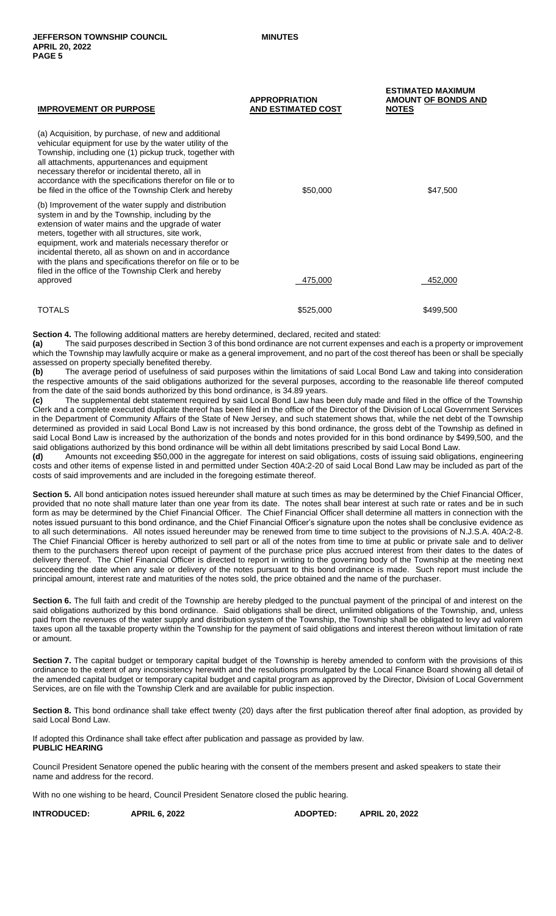| IMPROVEMENT OR PURPOSE | APPROPRIATION AND ESTIMATED COST | ESTIMATED MAXIMUM AMOUNT OF BONDS AND NOTES |
|---|---|---|
| (a) Acquisition, by purchase, of new and additional vehicular equipment for use by the water utility of the Township, including one (1) pickup truck, together with all attachments, appurtenances and equipment necessary therefor or incidental thereto, all in accordance with the specifications therefor on file or to be filed in the office of the Township Clerk and hereby | $50,000 | $47,500 |
| (b) Improvement of the water supply and distribution system in and by the Township, including by the extension of water mains and the upgrade of water meters, together with all structures, site work, equipment, work and materials necessary therefor or incidental thereto, all as shown on and in accordance with the plans and specifications therefor on file or to be filed in the office of the Township Clerk and hereby approved | 475,000 | 452,000 |
| TOTALS | $525,000 | $499,500 |

**Section 4.** The following additional matters are hereby determined, declared, recited and stated:

**(a)** The said purposes described in Section 3 of this bond ordinance are not current expenses and each is a property or improvement which the Township may lawfully acquire or make as a general improvement, and no part of the cost thereof has been or shall be specially assessed on property specially benefited thereby.

**(b)** The average period of usefulness of said purposes within the limitations of said Local Bond Law and taking into consideration the respective amounts of the said obligations authorized for the several purposes, according to the reasonable life thereof computed from the date of the said bonds authorized by this bond ordinance, is 34.89 years.

**(c)** The supplemental debt statement required by said Local Bond Law has been duly made and filed in the office of the Township Clerk and a complete executed duplicate thereof has been filed in the office of the Director of the Division of Local Government Services in the Department of Community Affairs of the State of New Jersey, and such statement shows that, while the net debt of the Township determined as provided in said Local Bond Law is not increased by this bond ordinance, the gross debt of the Township as defined in said Local Bond Law is increased by the authorization of the bonds and notes provided for in this bond ordinance by $499,500, and the said obligations authorized by this bond ordinance will be within all debt limitations prescribed by said Local Bond Law.

**(d)** Amounts not exceeding $50,000 in the aggregate for interest on said obligations, costs of issuing said obligations, engineering costs and other items of expense listed in and permitted under Section 40A:2-20 of said Local Bond Law may be included as part of the costs of said improvements and are included in the foregoing estimate thereof.

**Section 5.** All bond anticipation notes issued hereunder shall mature at such times as may be determined by the Chief Financial Officer, provided that no note shall mature later than one year from its date. The notes shall bear interest at such rate or rates and be in such form as may be determined by the Chief Financial Officer. The Chief Financial Officer shall determine all matters in connection with the notes issued pursuant to this bond ordinance, and the Chief Financial Officer's signature upon the notes shall be conclusive evidence as to all such determinations. All notes issued hereunder may be renewed from time to time subject to the provisions of N.J.S.A. 40A:2-8. The Chief Financial Officer is hereby authorized to sell part or all of the notes from time to time at public or private sale and to deliver them to the purchasers thereof upon receipt of payment of the purchase price plus accrued interest from their dates to the dates of delivery thereof. The Chief Financial Officer is directed to report in writing to the governing body of the Township at the meeting next succeeding the date when any sale or delivery of the notes pursuant to this bond ordinance is made. Such report must include the principal amount, interest rate and maturities of the notes sold, the price obtained and the name of the purchaser.

**Section 6.** The full faith and credit of the Township are hereby pledged to the punctual payment of the principal of and interest on the said obligations authorized by this bond ordinance. Said obligations shall be direct, unlimited obligations of the Township, and, unless paid from the revenues of the water supply and distribution system of the Township, the Township shall be obligated to levy ad valorem taxes upon all the taxable property within the Township for the payment of said obligations and interest thereon without limitation of rate or amount.

**Section 7.** The capital budget or temporary capital budget of the Township is hereby amended to conform with the provisions of this ordinance to the extent of any inconsistency herewith and the resolutions promulgated by the Local Finance Board showing all detail of the amended capital budget or temporary capital budget and capital program as approved by the Director, Division of Local Government Services, are on file with the Township Clerk and are available for public inspection.

**Section 8.** This bond ordinance shall take effect twenty (20) days after the first publication thereof after final adoption, as provided by said Local Bond Law.

If adopted this Ordinance shall take effect after publication and passage as provided by law.

**PUBLIC HEARING**

Council President Senatore opened the public hearing with the consent of the members present and asked speakers to state their name and address for the record.

With no one wishing to be heard, Council President Senatore closed the public hearing.

**INTRODUCED: APRIL 6, 2022** **ADOPTED: APRIL 20, 2022**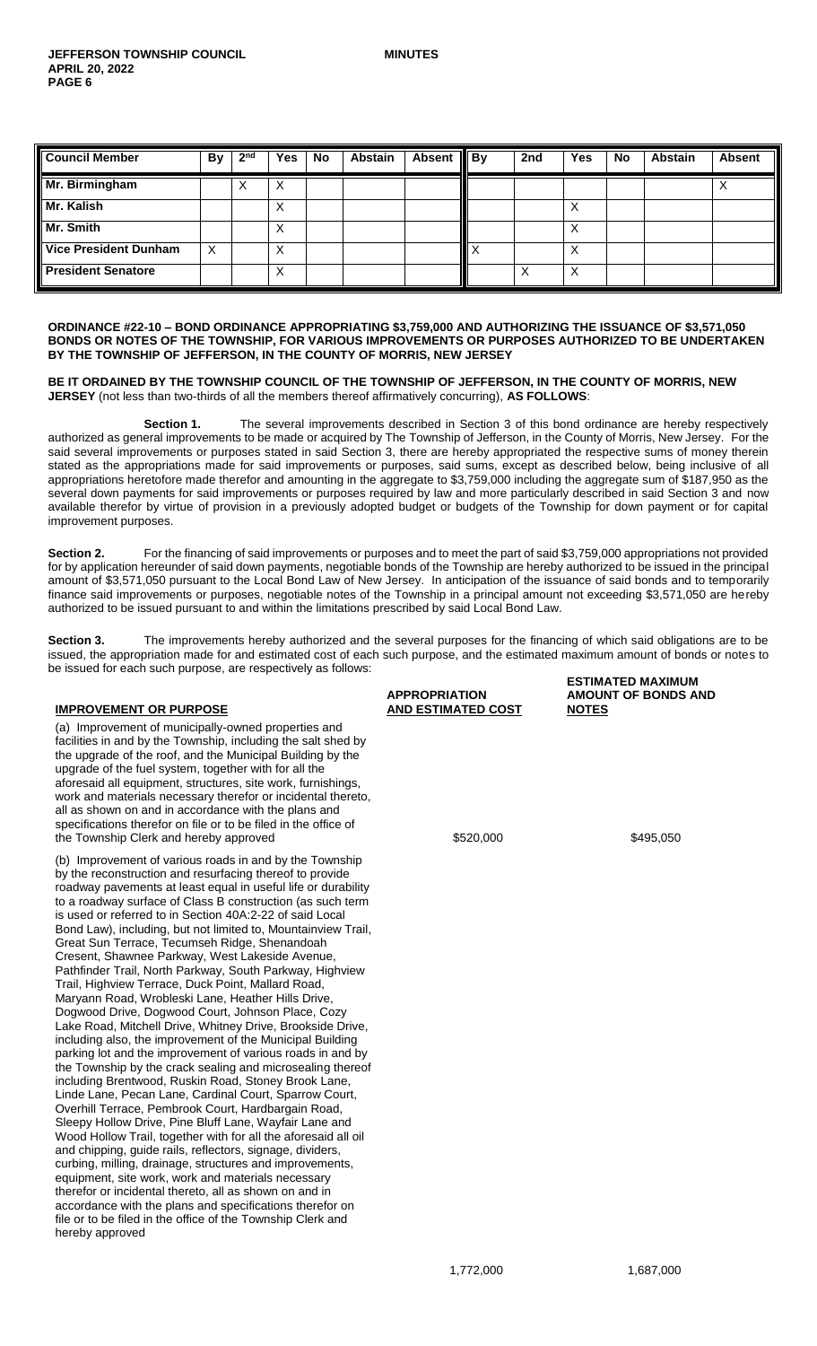| Council Member | By | 2nd | Yes | No | Abstain | Absent | By | 2nd | Yes | No | Abstain | Absent |
|---|---|---|---|---|---|---|---|---|---|---|---|---|
| Mr. Birmingham | | X | X | | | | | | | | | X |
| Mr. Kalish | | | X | | | | | | X | | | |
| Mr. Smith | | | X | | | | | | X | | | |
| Vice President Dunham | X | | X | | | | X | | X | | | |
| President Senatore | | | X | | | | | X | X | | | |

**ORDINANCE #22-10 – BOND ORDINANCE APPROPRIATING $3,759,000 AND AUTHORIZING THE ISSUANCE OF $3,571,050 BONDS OR NOTES OF THE TOWNSHIP, FOR VARIOUS IMPROVEMENTS OR PURPOSES AUTHORIZED TO BE UNDERTAKEN BY THE TOWNSHIP OF JEFFERSON, IN THE COUNTY OF MORRIS, NEW JERSEY**

**BE IT ORDAINED BY THE TOWNSHIP COUNCIL OF THE TOWNSHIP OF JEFFERSON, IN THE COUNTY OF MORRIS, NEW JERSEY** (not less than two-thirds of all the members thereof affirmatively concurring), **AS FOLLOWS**:

**Section 1.** The several improvements described in Section 3 of this bond ordinance are hereby respectively authorized as general improvements to be made or acquired by The Township of Jefferson, in the County of Morris, New Jersey. For the said several improvements or purposes stated in said Section 3, there are hereby appropriated the respective sums of money therein stated as the appropriations made for said improvements or purposes, said sums, except as described below, being inclusive of all appropriations heretofore made therefor and amounting in the aggregate to $3,759,000 including the aggregate sum of $187,950 as the several down payments for said improvements or purposes required by law and more particularly described in said Section 3 and now available therefor by virtue of provision in a previously adopted budget or budgets of the Township for down payment or for capital improvement purposes.

**Section 2.** For the financing of said improvements or purposes and to meet the part of said $3,759,000 appropriations not provided for by application hereunder of said down payments, negotiable bonds of the Township are hereby authorized to be issued in the principal amount of $3,571,050 pursuant to the Local Bond Law of New Jersey. In anticipation of the issuance of said bonds and to temporarily finance said improvements or purposes, negotiable notes of the Township in a principal amount not exceeding $3,571,050 are hereby authorized to be issued pursuant to and within the limitations prescribed by said Local Bond Law.

**Section 3.** The improvements hereby authorized and the several purposes for the financing of which said obligations are to be issued, the appropriation made for and estimated cost of each such purpose, and the estimated maximum amount of bonds or notes to be issued for each such purpose, are respectively as follows:

| IMPROVEMENT OR PURPOSE | APPROPRIATION AND ESTIMATED COST | ESTIMATED MAXIMUM AMOUNT OF BONDS AND NOTES |
|---|---|---|
| (a) Improvement of municipally-owned properties and facilities in and by the Township, including the salt shed by the upgrade of the roof, and the Municipal Building by the upgrade of the fuel system, together with for all the aforesaid all equipment, structures, site work, furnishings, work and materials necessary therefor or incidental thereto, all as shown on and in accordance with the plans and specifications therefor on file or to be filed in the office of the Township Clerk and hereby approved | $520,000 | $495,050 |
| (b) Improvement of various roads in and by the Township by the reconstruction and resurfacing thereof to provide roadway pavements at least equal in useful life or durability to a roadway surface of Class B construction (as such term is used or referred to in Section 40A:2-22 of said Local Bond Law), including, but not limited to, Mountainview Trail, Great Sun Terrace, Tecumseh Ridge, Shenandoah Cresent, Shawnee Parkway, West Lakeside Avenue, Pathfinder Trail, North Parkway, South Parkway, Highview Trail, Highview Terrace, Duck Point, Mallard Road, Maryann Road, Wrobleski Lane, Heather Hills Drive, Dogwood Drive, Dogwood Court, Johnson Place, Cozy Lake Road, Mitchell Drive, Whitney Drive, Brookside Drive, including also, the improvement of the Municipal Building parking lot and the improvement of various roads in and by the Township by the crack sealing and microsealing thereof including Brentwood, Ruskin Road, Stoney Brook Lane, Linde Lane, Pecan Lane, Cardinal Court, Sparrow Court, Overhill Terrace, Pembrook Court, Hardbargain Road, Sleepy Hollow Drive, Pine Bluff Lane, Wayfair Lane and Wood Hollow Trail, together with for all the aforesaid all oil and chipping, guide rails, reflectors, signage, dividers, curbing, milling, drainage, structures and improvements, equipment, site work, work and materials necessary therefor or incidental thereto, all as shown on and in accordance with the plans and specifications therefor on file or to be filed in the office of the Township Clerk and hereby approved | 1,772,000 | 1,687,000 |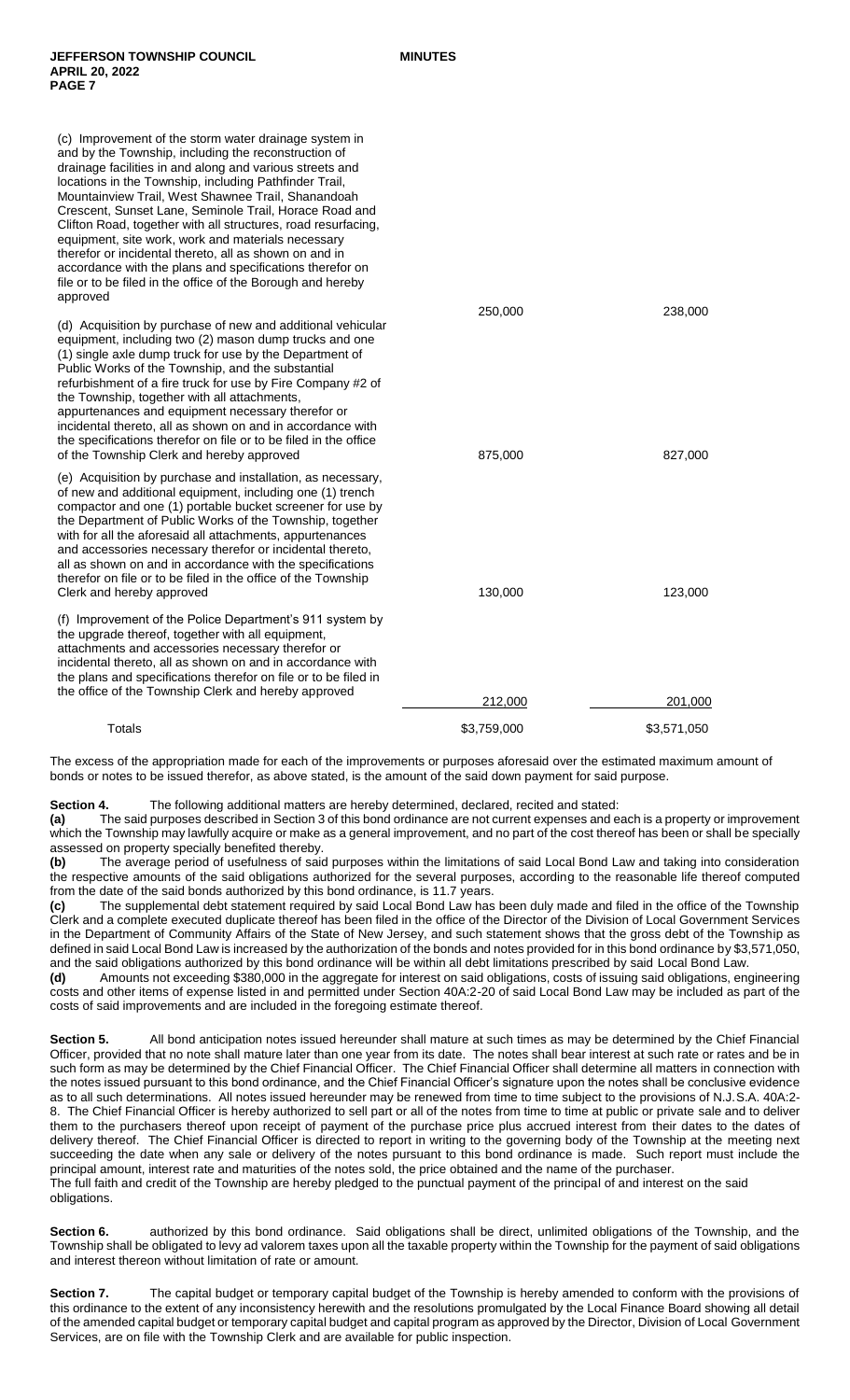| | | |
|---|---|---|
| (c) Improvement of the storm water drainage system in and by the Township, including the reconstruction of drainage facilities in and along and various streets and locations in the Township, including Pathfinder Trail, Mountainview Trail, West Shawnee Trail, Shanandoah Crescent, Sunset Lane, Seminole Trail, Horace Road and Clifton Road, together with all structures, road resurfacing, equipment, site work, work and materials necessary therefor or incidental thereto, all as shown on and in accordance with the plans and specifications therefor on file or to be filed in the office of the Borough and hereby approved | 250,000 | 238,000 |
| (d) Acquisition by purchase of new and additional vehicular equipment, including two (2) mason dump trucks and one (1) single axle dump truck for use by the Department of Public Works of the Township, and the substantial refurbishment of a fire truck for use by Fire Company #2 of the Township, together with all attachments, appurtenances and equipment necessary therefor or incidental thereto, all as shown on and in accordance with the specifications therefor on file or to be filed in the office of the Township Clerk and hereby approved | 875,000 | 827,000 |
| (e) Acquisition by purchase and installation, as necessary, of new and additional equipment, including one (1) trench compactor and one (1) portable bucket screener for use by the Department of Public Works of the Township, together with for all the aforesaid all attachments, appurtenances and accessories necessary therefor or incidental thereto, all as shown on and in accordance with the specifications therefor on file or to be filed in the office of the Township Clerk and hereby approved | 130,000 | 123,000 |
| (f) Improvement of the Police Department's 911 system by the upgrade thereof, together with all equipment, attachments and accessories necessary therefor or incidental thereto, all as shown on and in accordance with the plans and specifications therefor on file or to be filed in the office of the Township Clerk and hereby approved | 212,000 | 201,000 |
| Totals | $3,759,000 | $3,571,050 |

The excess of the appropriation made for each of the improvements or purposes aforesaid over the estimated maximum amount of bonds or notes to be issued therefor, as above stated, is the amount of the said down payment for said purpose.

**Section 4.** The following additional matters are hereby determined, declared, recited and stated:

**(a)** The said purposes described in Section 3 of this bond ordinance are not current expenses and each is a property or improvement which the Township may lawfully acquire or make as a general improvement, and no part of the cost thereof has been or shall be specially assessed on property specially benefited thereby.

**(b)** The average period of usefulness of said purposes within the limitations of said Local Bond Law and taking into consideration the respective amounts of the said obligations authorized for the several purposes, according to the reasonable life thereof computed from the date of the said bonds authorized by this bond ordinance, is 11.7 years.

**(c)** The supplemental debt statement required by said Local Bond Law has been duly made and filed in the office of the Township Clerk and a complete executed duplicate thereof has been filed in the office of the Director of the Division of Local Government Services in the Department of Community Affairs of the State of New Jersey, and such statement shows that the gross debt of the Township as defined in said Local Bond Law is increased by the authorization of the bonds and notes provided for in this bond ordinance by $3,571,050, and the said obligations authorized by this bond ordinance will be within all debt limitations prescribed by said Local Bond Law.

**(d)** Amounts not exceeding $380,000 in the aggregate for interest on said obligations, costs of issuing said obligations, engineering costs and other items of expense listed in and permitted under Section 40A:2-20 of said Local Bond Law may be included as part of the costs of said improvements and are included in the foregoing estimate thereof.

**Section 5.** All bond anticipation notes issued hereunder shall mature at such times as may be determined by the Chief Financial Officer, provided that no note shall mature later than one year from its date. The notes shall bear interest at such rate or rates and be in such form as may be determined by the Chief Financial Officer. The Chief Financial Officer shall determine all matters in connection with the notes issued pursuant to this bond ordinance, and the Chief Financial Officer's signature upon the notes shall be conclusive evidence as to all such determinations. All notes issued hereunder may be renewed from time to time subject to the provisions of N.J.S.A. 40A:2-8. The Chief Financial Officer is hereby authorized to sell part or all of the notes from time to time at public or private sale and to deliver them to the purchasers thereof upon receipt of payment of the purchase price plus accrued interest from their dates to the dates of delivery thereof. The Chief Financial Officer is directed to report in writing to the governing body of the Township at the meeting next succeeding the date when any sale or delivery of the notes pursuant to this bond ordinance is made. Such report must include the principal amount, interest rate and maturities of the notes sold, the price obtained and the name of the purchaser.
The full faith and credit of the Township are hereby pledged to the punctual payment of the principal of and interest on the said obligations.

**Section 6.** authorized by this bond ordinance. Said obligations shall be direct, unlimited obligations of the Township, and the Township shall be obligated to levy ad valorem taxes upon all the taxable property within the Township for the payment of said obligations and interest thereon without limitation of rate or amount.

**Section 7.** The capital budget or temporary capital budget of the Township is hereby amended to conform with the provisions of this ordinance to the extent of any inconsistency herewith and the resolutions promulgated by the Local Finance Board showing all detail of the amended capital budget or temporary capital budget and capital program as approved by the Director, Division of Local Government Services, are on file with the Township Clerk and are available for public inspection.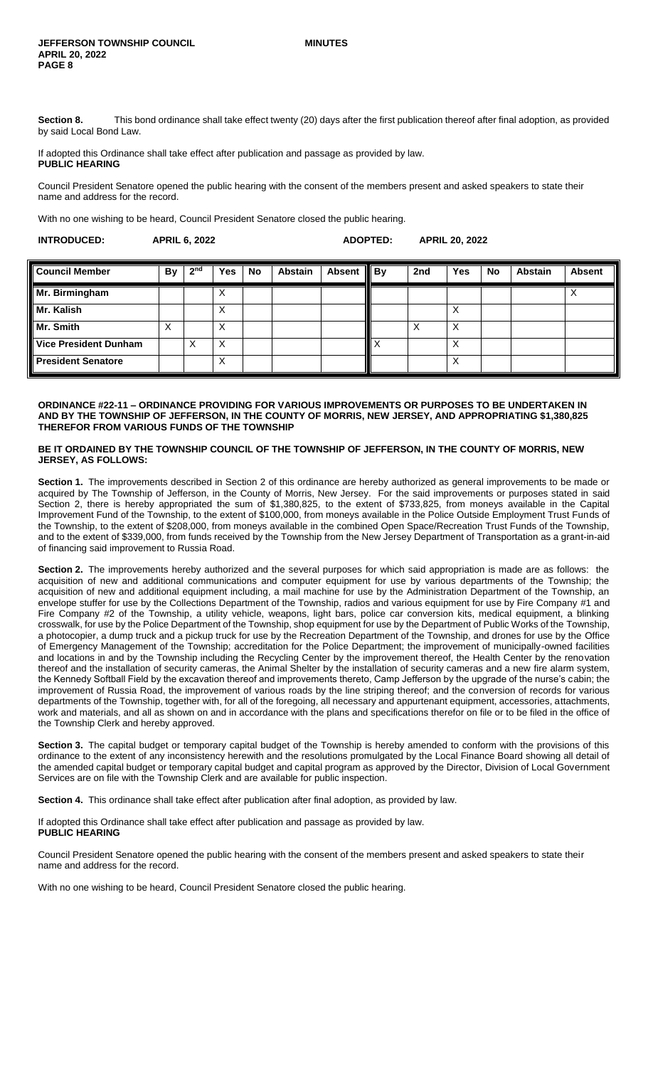**Section 8.** This bond ordinance shall take effect twenty (20) days after the first publication thereof after final adoption, as provided by said Local Bond Law.

If adopted this Ordinance shall take effect after publication and passage as provided by law.

**PUBLIC HEARING**

Council President Senatore opened the public hearing with the consent of the members present and asked speakers to state their name and address for the record.

With no one wishing to be heard, Council President Senatore closed the public hearing.

**INTRODUCED: APRIL 6, 2022 ADOPTED: APRIL 20, 2022**

| Council Member | By | 2nd | Yes | No | Abstain | Absent | By | 2nd | Yes | No | Abstain | Absent |
|---|---|---|---|---|---|---|---|---|---|---|---|---|
| Mr. Birmingham | | | X | | | | | | | | | X |
| Mr. Kalish | | | X | | | | | | X | | | |
| Mr. Smith | X | | X | | | | | X | X | | | |
| Vice President Dunham | | X | X | | | | X | | X | | | |
| President Senatore | | | X | | | | | | X | | | |

**ORDINANCE #22-11 – ORDINANCE PROVIDING FOR VARIOUS IMPROVEMENTS OR PURPOSES TO BE UNDERTAKEN IN AND BY THE TOWNSHIP OF JEFFERSON, IN THE COUNTY OF MORRIS, NEW JERSEY, AND APPROPRIATING $1,380,825 THEREFOR FROM VARIOUS FUNDS OF THE TOWNSHIP**

**BE IT ORDAINED BY THE TOWNSHIP COUNCIL OF THE TOWNSHIP OF JEFFERSON, IN THE COUNTY OF MORRIS, NEW JERSEY, AS FOLLOWS:**

**Section 1.** The improvements described in Section 2 of this ordinance are hereby authorized as general improvements to be made or acquired by The Township of Jefferson, in the County of Morris, New Jersey. For the said improvements or purposes stated in said Section 2, there is hereby appropriated the sum of $1,380,825, to the extent of $733,825, from moneys available in the Capital Improvement Fund of the Township, to the extent of $100,000, from moneys available in the Police Outside Employment Trust Funds of the Township, to the extent of $208,000, from moneys available in the combined Open Space/Recreation Trust Funds of the Township, and to the extent of $339,000, from funds received by the Township from the New Jersey Department of Transportation as a grant-in-aid of financing said improvement to Russia Road.

**Section 2.** The improvements hereby authorized and the several purposes for which said appropriation is made are as follows: the acquisition of new and additional communications and computer equipment for use by various departments of the Township; the acquisition of new and additional equipment including, a mail machine for use by the Administration Department of the Township, an envelope stuffer for use by the Collections Department of the Township, radios and various equipment for use by Fire Company #1 and Fire Company #2 of the Township, a utility vehicle, weapons, light bars, police car conversion kits, medical equipment, a blinking crosswalk, for use by the Police Department of the Township, shop equipment for use by the Department of Public Works of the Township, a photocopier, a dump truck and a pickup truck for use by the Recreation Department of the Township, and drones for use by the Office of Emergency Management of the Township; accreditation for the Police Department; the improvement of municipally-owned facilities and locations in and by the Township including the Recycling Center by the improvement thereof, the Health Center by the renovation thereof and the installation of security cameras, the Animal Shelter by the installation of security cameras and a new fire alarm system, the Kennedy Softball Field by the excavation thereof and improvements thereto, Camp Jefferson by the upgrade of the nurse's cabin; the improvement of Russia Road, the improvement of various roads by the line striping thereof; and the conversion of records for various departments of the Township, together with, for all of the foregoing, all necessary and appurtenant equipment, accessories, attachments, work and materials, and all as shown on and in accordance with the plans and specifications therefor on file or to be filed in the office of the Township Clerk and hereby approved.

**Section 3.** The capital budget or temporary capital budget of the Township is hereby amended to conform with the provisions of this ordinance to the extent of any inconsistency herewith and the resolutions promulgated by the Local Finance Board showing all detail of the amended capital budget or temporary capital budget and capital program as approved by the Director, Division of Local Government Services are on file with the Township Clerk and are available for public inspection.

**Section 4.** This ordinance shall take effect after publication after final adoption, as provided by law.

If adopted this Ordinance shall take effect after publication and passage as provided by law.

**PUBLIC HEARING**

Council President Senatore opened the public hearing with the consent of the members present and asked speakers to state their name and address for the record.

With no one wishing to be heard, Council President Senatore closed the public hearing.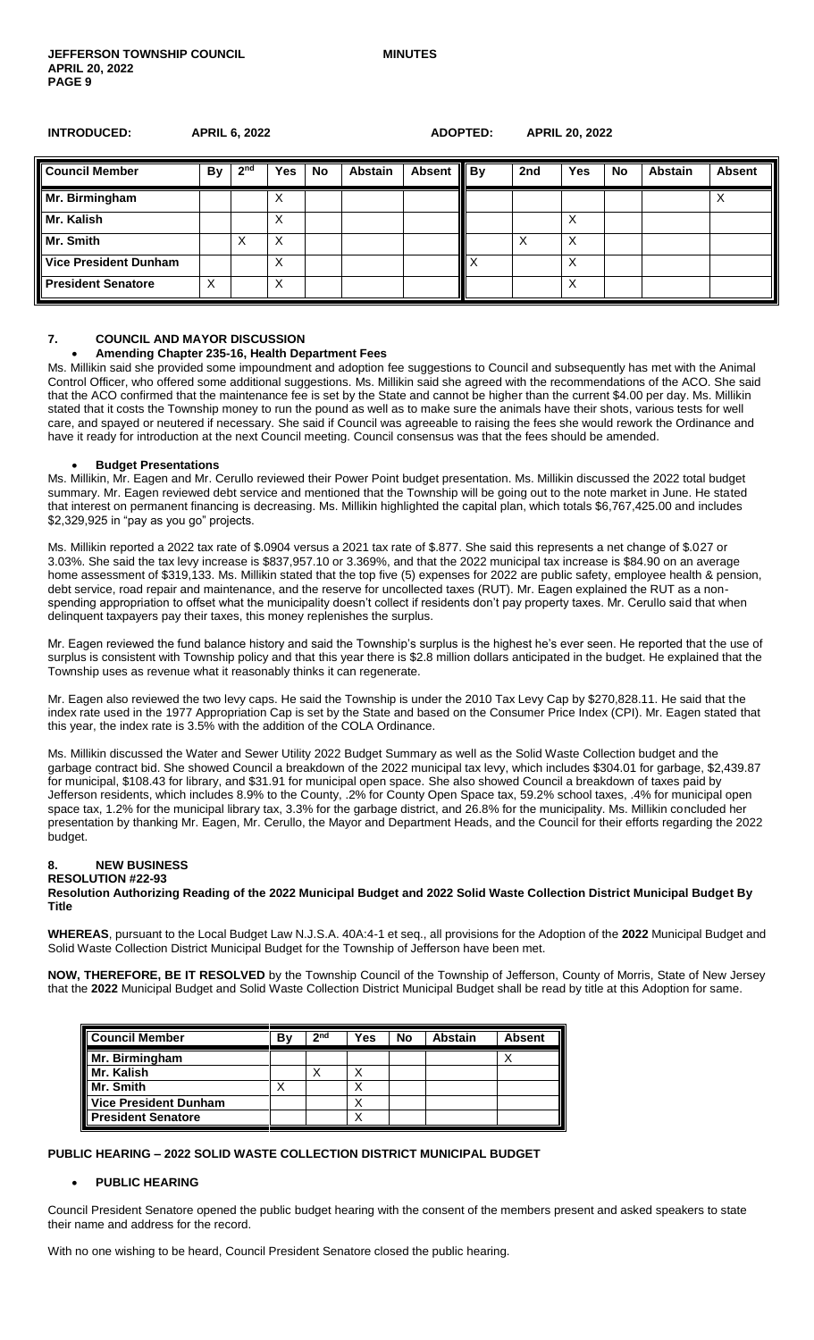**INTRODUCED: APRIL 6, 2022 ADOPTED: APRIL 20, 2022**

| Council Member | By | 2nd | Yes | No | Abstain | Absent | By | 2nd | Yes | No | Abstain | Absent |
|---|---|---|---|---|---|---|---|---|---|---|---|---|
| Mr. Birmingham | | | X | | | | | | | | | X |
| Mr. Kalish | | | X | | | | | | X | | | |
| Mr. Smith | | X | X | | | | | X | X | | | |
| Vice President Dunham | | | X | | | | X | | X | | | |
| President Senatore | X | | X | | | | | | X | | | |

## 7. COUNCIL AND MAYOR DISCUSSION

- **Amending Chapter 235-16, Health Department Fees**

Ms. Millikin said she provided some impoundment and adoption fee suggestions to Council and subsequently has met with the Animal Control Officer, who offered some additional suggestions. Ms. Millikin said she agreed with the recommendations of the ACO. She said that the ACO confirmed that the maintenance fee is set by the State and cannot be higher than the current $4.00 per day. Ms. Millikin stated that it costs the Township money to run the pound as well as to make sure the animals have their shots, various tests for well care, and spayed or neutered if necessary. She said if Council was agreeable to raising the fees she would rework the Ordinance and have it ready for introduction at the next Council meeting. Council consensus was that the fees should be amended.

- **Budget Presentations**

Ms. Millikin, Mr. Eagen and Mr. Cerullo reviewed their Power Point budget presentation. Ms. Millikin discussed the 2022 total budget summary. Mr. Eagen reviewed debt service and mentioned that the Township will be going out to the note market in June. He stated that interest on permanent financing is decreasing. Ms. Millikin highlighted the capital plan, which totals $6,767,425.00 and includes $2,329,925 in "pay as you go" projects.

Ms. Millikin reported a 2022 tax rate of $.0904 versus a 2021 tax rate of $.877. She said this represents a net change of $.027 or 3.03%. She said the tax levy increase is $837,957.10 or 3.369%, and that the 2022 municipal tax increase is $84.90 on an average home assessment of $319,133. Ms. Millikin stated that the top five (5) expenses for 2022 are public safety, employee health & pension, debt service, road repair and maintenance, and the reserve for uncollected taxes (RUT). Mr. Eagen explained the RUT as a non-spending appropriation to offset what the municipality doesn't collect if residents don't pay property taxes. Mr. Cerullo said that when delinquent taxpayers pay their taxes, this money replenishes the surplus.

Mr. Eagen reviewed the fund balance history and said the Township's surplus is the highest he's ever seen. He reported that the use of surplus is consistent with Township policy and that this year there is $2.8 million dollars anticipated in the budget. He explained that the Township uses as revenue what it reasonably thinks it can regenerate.

Mr. Eagen also reviewed the two levy caps. He said the Township is under the 2010 Tax Levy Cap by $270,828.11. He said that the index rate used in the 1977 Appropriation Cap is set by the State and based on the Consumer Price Index (CPI). Mr. Eagen stated that this year, the index rate is 3.5% with the addition of the COLA Ordinance.

Ms. Millikin discussed the Water and Sewer Utility 2022 Budget Summary as well as the Solid Waste Collection budget and the garbage contract bid. She showed Council a breakdown of the 2022 municipal tax levy, which includes $304.01 for garbage, $2,439.87 for municipal, $108.43 for library, and $31.91 for municipal open space. She also showed Council a breakdown of taxes paid by Jefferson residents, which includes 8.9% to the County, .2% for County Open Space tax, 59.2% school taxes, .4% for municipal open space tax, 1.2% for the municipal library tax, 3.3% for the garbage district, and 26.8% for the municipality. Ms. Millikin concluded her presentation by thanking Mr. Eagen, Mr. Cerullo, the Mayor and Department Heads, and the Council for their efforts regarding the 2022 budget.

## 8. NEW BUSINESS

**RESOLUTION #22-93**

**Resolution Authorizing Reading of the 2022 Municipal Budget and 2022 Solid Waste Collection District Municipal Budget By Title**

**WHEREAS**, pursuant to the Local Budget Law N.J.S.A. 40A:4-1 et seq., all provisions for the Adoption of the **2022** Municipal Budget and Solid Waste Collection District Municipal Budget for the Township of Jefferson have been met.

**NOW, THEREFORE, BE IT RESOLVED** by the Township Council of the Township of Jefferson, County of Morris, State of New Jersey that the **2022** Municipal Budget and Solid Waste Collection District Municipal Budget shall be read by title at this Adoption for same.

| Council Member | By | 2nd | Yes | No | Abstain | Absent |
|---|---|---|---|---|---|---|
| Mr. Birmingham | | | | | | X |
| Mr. Kalish | | X | X | | | |
| Mr. Smith | X | | X | | | |
| Vice President Dunham | | | X | | | |
| President Senatore | | | X | | | |

**PUBLIC HEARING – 2022 SOLID WASTE COLLECTION DISTRICT MUNICIPAL BUDGET**

- **PUBLIC HEARING**

Council President Senatore opened the public budget hearing with the consent of the members present and asked speakers to state their name and address for the record.

With no one wishing to be heard, Council President Senatore closed the public hearing.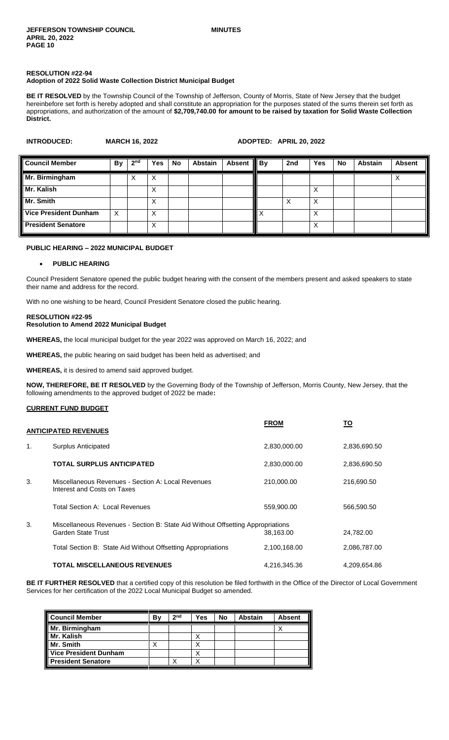### RESOLUTION #22-94
**Adoption of 2022 Solid Waste Collection District Municipal Budget**

**BE IT RESOLVED** by the Township Council of the Township of Jefferson, County of Morris, State of New Jersey that the budget hereinbefore set forth is hereby adopted and shall constitute an appropriation for the purposes stated of the sums therein set forth as appropriations, and authorization of the amount of **$2,709,740.00 for amount to be raised by taxation for Solid Waste Collection District.**

**INTRODUCED: MARCH 16, 2022** **ADOPTED: APRIL 20, 2022**

| Council Member | By | 2nd | Yes | No | Abstain | Absent | By | 2nd | Yes | No | Abstain | Absent |
|---|---|---|---|---|---|---|---|---|---|---|---|---|
| Mr. Birmingham | | X | X | | | | | | | | | X |
| Mr. Kalish | | | X | | | | | | X | | | |
| Mr. Smith | | | X | | | | | X | X | | | |
| Vice President Dunham | X | | X | | | | X | | X | | | |
| President Senatore | | | X | | | | | | X | | | |

### PUBLIC HEARING – 2022 MUNICIPAL BUDGET

- **PUBLIC HEARING**

Council President Senatore opened the public budget hearing with the consent of the members present and asked speakers to state their name and address for the record.

With no one wishing to be heard, Council President Senatore closed the public hearing.

### RESOLUTION #22-95
**Resolution to Amend 2022 Municipal Budget**

**WHEREAS,** the local municipal budget for the year 2022 was approved on March 16, 2022; and

**WHEREAS,** the public hearing on said budget has been held as advertised; and

**WHEREAS,** it is desired to amend said approved budget.

**NOW, THEREFORE, BE IT RESOLVED** by the Governing Body of the Township of Jefferson, Morris County, New Jersey, that the following amendments to the approved budget of 2022 be made**:**

**CURRENT FUND BUDGET**

| | **ANTICIPATED REVENUES** | **FROM** | **TO** |
|---|---|---|---|
| 1. | Surplus Anticipated | 2,830,000.00 | 2,836,690.50 |
| | **TOTAL SURPLUS ANTICIPATED** | 2,830,000.00 | 2,836,690.50 |
| 3. | Miscellaneous Revenues - Section A: Local Revenues<br>Interest and Costs on Taxes | 210,000.00 | 216,690.50 |
| | Total Section A: Local Revenues | 559,900.00 | 566,590.50 |
| 3. | Miscellaneous Revenues - Section B: State Aid Without Offsetting Appropriations<br>Garden State Trust | 38,163.00 | 24,782.00 |
| | Total Section B: State Aid Without Offsetting Appropriations | 2,100,168.00 | 2,086,787.00 |
| | **TOTAL MISCELLANEOUS REVENUES** | 4,216,345.36 | 4,209,654.86 |

**BE IT FURTHER RESOLVED** that a certified copy of this resolution be filed forthwith in the Office of the Director of Local Government Services for her certification of the 2022 Local Municipal Budget so amended.

| Council Member | By | 2nd | Yes | No | Abstain | Absent |
|---|---|---|---|---|---|---|
| Mr. Birmingham | | | | | | X |
| Mr. Kalish | | | X | | | |
| Mr. Smith | X | | X | | | |
| Vice President Dunham | | | X | | | |
| President Senatore | | X | X | | | |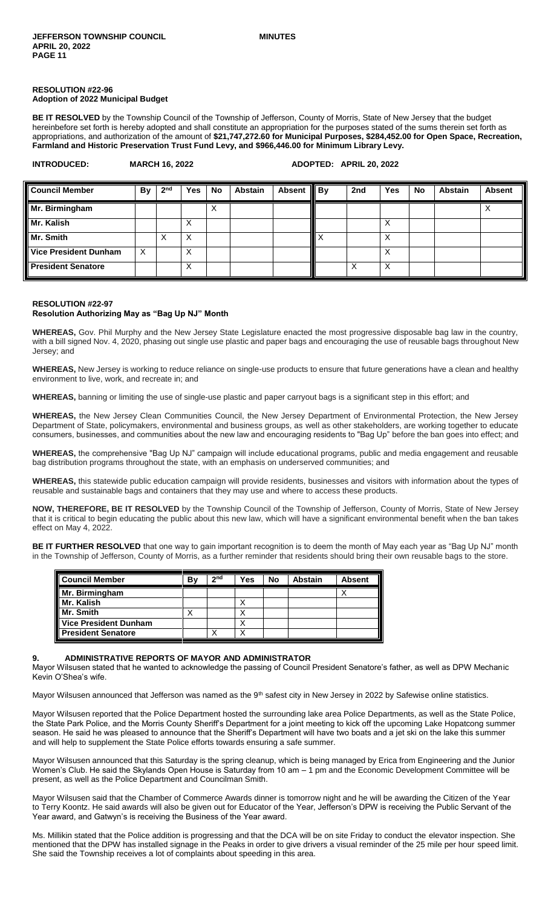#### RESOLUTION #22-96
**Adoption of 2022 Municipal Budget**

**BE IT RESOLVED** by the Township Council of the Township of Jefferson, County of Morris, State of New Jersey that the budget hereinbefore set forth is hereby adopted and shall constitute an appropriation for the purposes stated of the sums therein set forth as appropriations, and authorization of the amount of **$21,747,272.60 for Municipal Purposes, $284,452.00 for Open Space, Recreation, Farmland and Historic Preservation Trust Fund Levy, and $966,446.00 for Minimum Library Levy.**

**INTRODUCED: MARCH 16, 2022 ADOPTED: APRIL 20, 2022**

| Council Member | By | 2nd | Yes | No | Abstain | Absent | By | 2nd | Yes | No | Abstain | Absent |
|---|---|---|---|---|---|---|---|---|---|---|---|---|
| Mr. Birmingham | | | | X | | | | | | | | X |
| Mr. Kalish | | | X | | | | | | X | | | |
| Mr. Smith | | X | X | | | | X | | X | | | |
| Vice President Dunham | X | | X | | | | | | X | | | |
| President Senatore | | | X | | | | | X | X | | | |

#### RESOLUTION #22-97
**Resolution Authorizing May as "Bag Up NJ" Month**

**WHEREAS,** Gov. Phil Murphy and the New Jersey State Legislature enacted the most progressive disposable bag law in the country, with a bill signed Nov. 4, 2020, phasing out single use plastic and paper bags and encouraging the use of reusable bags throughout New Jersey; and

**WHEREAS,** New Jersey is working to reduce reliance on single-use products to ensure that future generations have a clean and healthy environment to live, work, and recreate in; and

**WHEREAS,** banning or limiting the use of single-use plastic and paper carryout bags is a significant step in this effort; and

**WHEREAS,** the New Jersey Clean Communities Council, the New Jersey Department of Environmental Protection, the New Jersey Department of State, policymakers, environmental and business groups, as well as other stakeholders, are working together to educate consumers, businesses, and communities about the new law and encouraging residents to "Bag Up" before the ban goes into effect; and

**WHEREAS,** the comprehensive "Bag Up NJ" campaign will include educational programs, public and media engagement and reusable bag distribution programs throughout the state, with an emphasis on underserved communities; and

**WHEREAS,** this statewide public education campaign will provide residents, businesses and visitors with information about the types of reusable and sustainable bags and containers that they may use and where to access these products.

**NOW, THEREFORE, BE IT RESOLVED** by the Township Council of the Township of Jefferson, County of Morris, State of New Jersey that it is critical to begin educating the public about this new law, which will have a significant environmental benefit when the ban takes effect on May 4, 2022.

**BE IT FURTHER RESOLVED** that one way to gain important recognition is to deem the month of May each year as "Bag Up NJ" month in the Township of Jefferson, County of Morris, as a further reminder that residents should bring their own reusable bags to the store.

| Council Member | By | 2nd | Yes | No | Abstain | Absent |
|---|---|---|---|---|---|---|
| Mr. Birmingham | | | | | | X |
| Mr. Kalish | | | X | | | |
| Mr. Smith | X | | X | | | |
| Vice President Dunham | | | X | | | |
| President Senatore | | X | X | | | |

### 9. ADMINISTRATIVE REPORTS OF MAYOR AND ADMINISTRATOR

Mayor Wilsusen stated that he wanted to acknowledge the passing of Council President Senatore's father, as well as DPW Mechanic Kevin O'Shea's wife.

Mayor Wilsusen announced that Jefferson was named as the 9th safest city in New Jersey in 2022 by Safewise online statistics.

Mayor Wilsusen reported that the Police Department hosted the surrounding lake area Police Departments, as well as the State Police, the State Park Police, and the Morris County Sheriff's Department for a joint meeting to kick off the upcoming Lake Hopatcong summer season. He said he was pleased to announce that the Sheriff's Department will have two boats and a jet ski on the lake this summer and will help to supplement the State Police efforts towards ensuring a safe summer.

Mayor Wilsusen announced that this Saturday is the spring cleanup, which is being managed by Erica from Engineering and the Junior Women's Club. He said the Skylands Open House is Saturday from 10 am – 1 pm and the Economic Development Committee will be present, as well as the Police Department and Councilman Smith.

Mayor Wilsusen said that the Chamber of Commerce Awards dinner is tomorrow night and he will be awarding the Citizen of the Year to Terry Koontz. He said awards will also be given out for Educator of the Year, Jefferson's DPW is receiving the Public Servant of the Year award, and Gatwyn's is receiving the Business of the Year award.

Ms. Millikin stated that the Police addition is progressing and that the DCA will be on site Friday to conduct the elevator inspection. She mentioned that the DPW has installed signage in the Peaks in order to give drivers a visual reminder of the 25 mile per hour speed limit. She said the Township receives a lot of complaints about speeding in this area.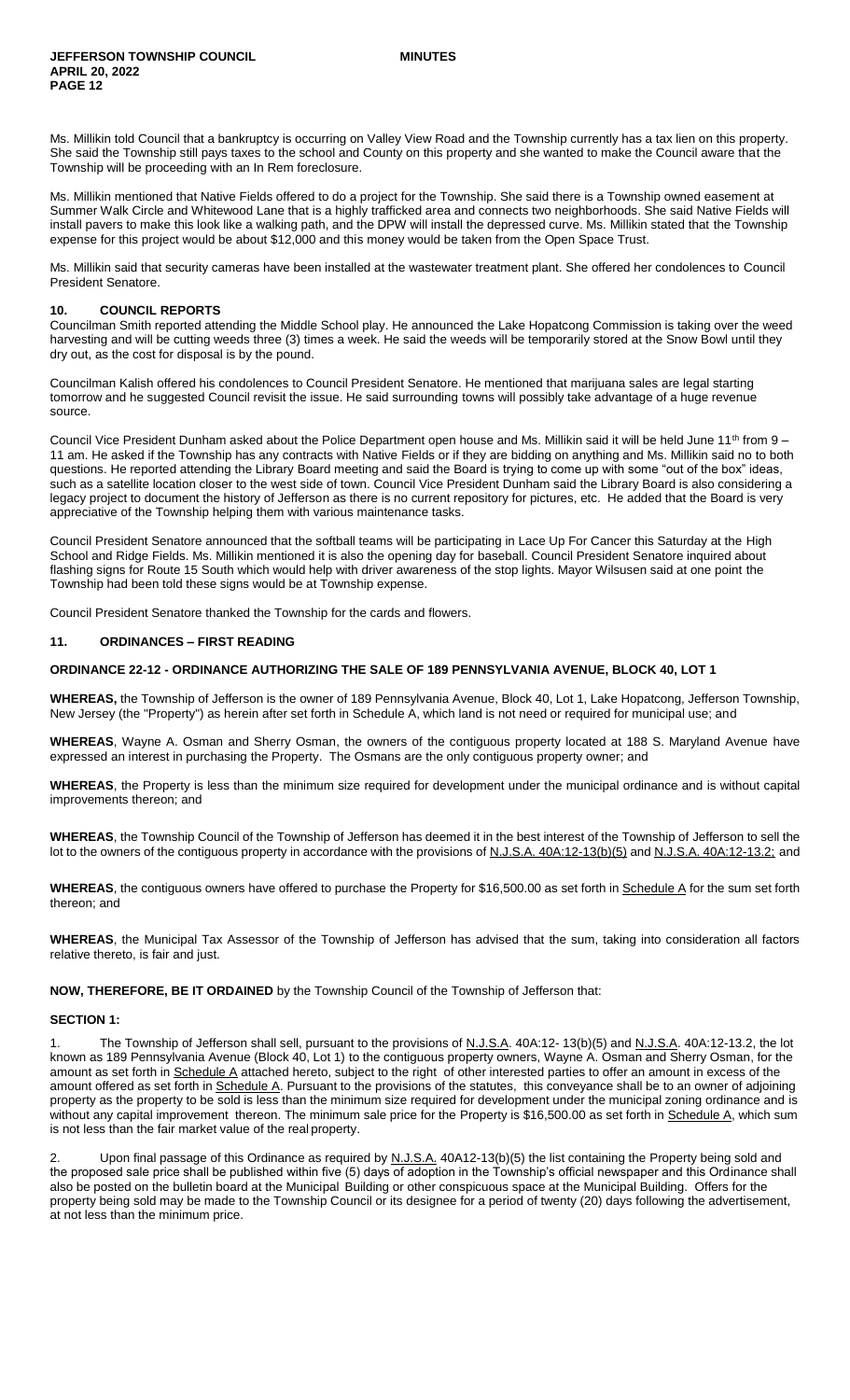Ms. Millikin told Council that a bankruptcy is occurring on Valley View Road and the Township currently has a tax lien on this property. She said the Township still pays taxes to the school and County on this property and she wanted to make the Council aware that the Township will be proceeding with an In Rem foreclosure.

Ms. Millikin mentioned that Native Fields offered to do a project for the Township. She said there is a Township owned easement at Summer Walk Circle and Whitewood Lane that is a highly trafficked area and connects two neighborhoods. She said Native Fields will install pavers to make this look like a walking path, and the DPW will install the depressed curve. Ms. Millikin stated that the Township expense for this project would be about $12,000 and this money would be taken from the Open Space Trust.

Ms. Millikin said that security cameras have been installed at the wastewater treatment plant. She offered her condolences to Council President Senatore.

## 10. COUNCIL REPORTS

Councilman Smith reported attending the Middle School play. He announced the Lake Hopatcong Commission is taking over the weed harvesting and will be cutting weeds three (3) times a week. He said the weeds will be temporarily stored at the Snow Bowl until they dry out, as the cost for disposal is by the pound.

Councilman Kalish offered his condolences to Council President Senatore. He mentioned that marijuana sales are legal starting tomorrow and he suggested Council revisit the issue. He said surrounding towns will possibly take advantage of a huge revenue source.

Council Vice President Dunham asked about the Police Department open house and Ms. Millikin said it will be held June 11th from 9 – 11 am. He asked if the Township has any contracts with Native Fields or if they are bidding on anything and Ms. Millikin said no to both questions. He reported attending the Library Board meeting and said the Board is trying to come up with some "out of the box" ideas, such as a satellite location closer to the west side of town. Council Vice President Dunham said the Library Board is also considering a legacy project to document the history of Jefferson as there is no current repository for pictures, etc. He added that the Board is very appreciative of the Township helping them with various maintenance tasks.

Council President Senatore announced that the softball teams will be participating in Lace Up For Cancer this Saturday at the High School and Ridge Fields. Ms. Millikin mentioned it is also the opening day for baseball. Council President Senatore inquired about flashing signs for Route 15 South which would help with driver awareness of the stop lights. Mayor Wilsusen said at one point the Township had been told these signs would be at Township expense.

Council President Senatore thanked the Township for the cards and flowers.

## 11. ORDINANCES – FIRST READING

### ORDINANCE 22-12 - ORDINANCE AUTHORIZING THE SALE OF 189 PENNSYLVANIA AVENUE, BLOCK 40, LOT 1

**WHEREAS,** the Township of Jefferson is the owner of 189 Pennsylvania Avenue, Block 40, Lot 1, Lake Hopatcong, Jefferson Township, New Jersey (the "Property") as herein after set forth in Schedule A, which land is not need or required for municipal use; and

**WHEREAS**, Wayne A. Osman and Sherry Osman, the owners of the contiguous property located at 188 S. Maryland Avenue have expressed an interest in purchasing the Property. The Osmans are the only contiguous property owner; and

**WHEREAS**, the Property is less than the minimum size required for development under the municipal ordinance and is without capital improvements thereon; and

**WHEREAS**, the Township Council of the Township of Jefferson has deemed it in the best interest of the Township of Jefferson to sell the lot to the owners of the contiguous property in accordance with the provisions of N.J.S.A. 40A:12-13(b)(5) and N.J.S.A. 40A:12-13.2; and

**WHEREAS**, the contiguous owners have offered to purchase the Property for $16,500.00 as set forth in Schedule A for the sum set forth thereon; and

**WHEREAS**, the Municipal Tax Assessor of the Township of Jefferson has advised that the sum, taking into consideration all factors relative thereto, is fair and just.

**NOW, THEREFORE, BE IT ORDAINED** by the Township Council of the Township of Jefferson that:

**SECTION 1:**

1. The Township of Jefferson shall sell, pursuant to the provisions of N.J.S.A. 40A:12- 13(b)(5) and N.J.S.A. 40A:12-13.2, the lot known as 189 Pennsylvania Avenue (Block 40, Lot 1) to the contiguous property owners, Wayne A. Osman and Sherry Osman, for the amount as set forth in Schedule A attached hereto, subject to the right of other interested parties to offer an amount in excess of the amount offered as set forth in Schedule A. Pursuant to the provisions of the statutes, this conveyance shall be to an owner of adjoining property as the property to be sold is less than the minimum size required for development under the municipal zoning ordinance and is without any capital improvement thereon. The minimum sale price for the Property is $16,500.00 as set forth in Schedule A, which sum is not less than the fair market value of the real property.

2. Upon final passage of this Ordinance as required by N.J.S.A. 40A12-13(b)(5) the list containing the Property being sold and the proposed sale price shall be published within five (5) days of adoption in the Township's official newspaper and this Ordinance shall also be posted on the bulletin board at the Municipal Building or other conspicuous space at the Municipal Building. Offers for the property being sold may be made to the Township Council or its designee for a period of twenty (20) days following the advertisement, at not less than the minimum price.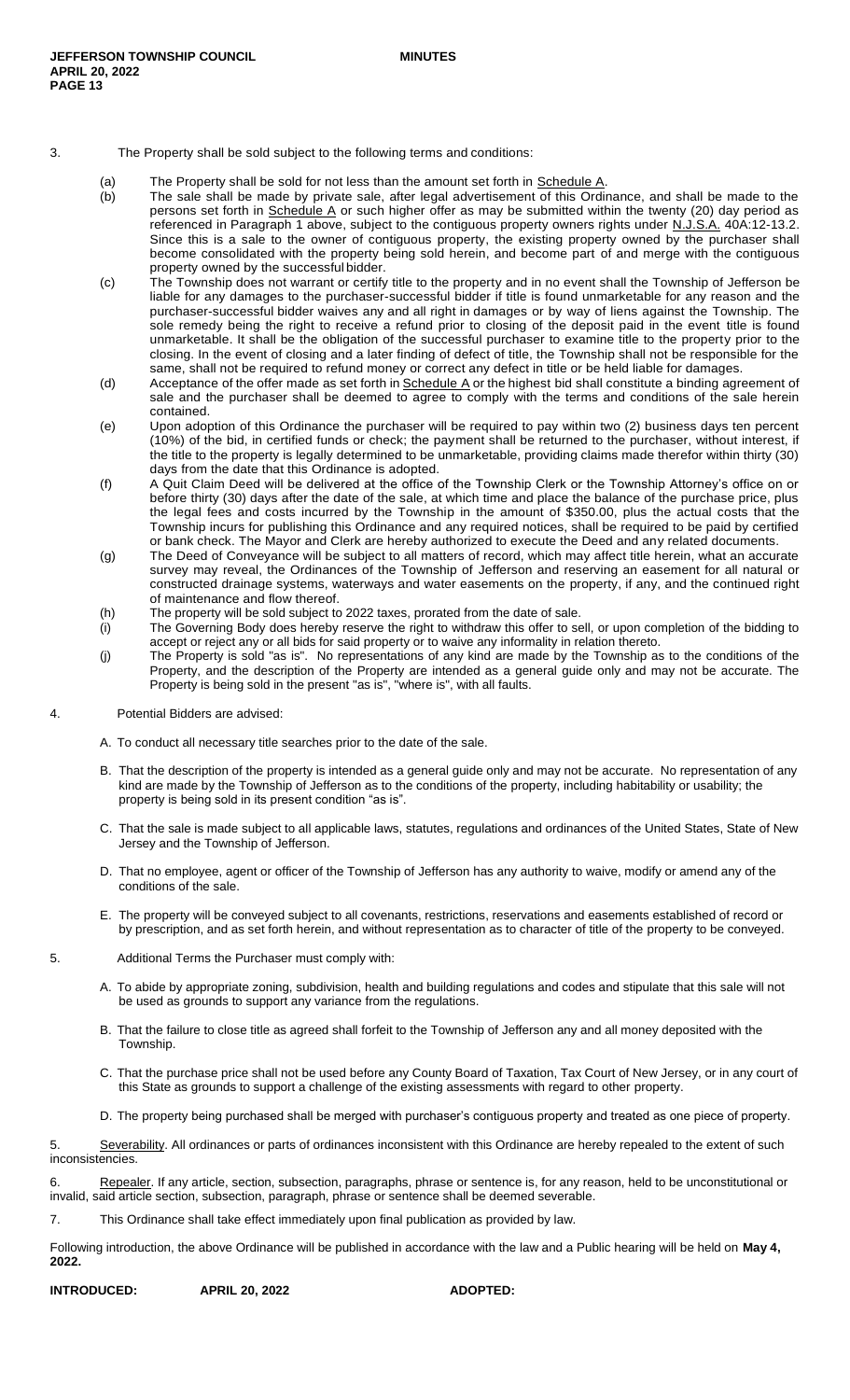3. The Property shall be sold subject to the following terms and conditions:

   (a) The Property shall be sold for not less than the amount set forth in Schedule A.

   (b) The sale shall be made by private sale, after legal advertisement of this Ordinance, and shall be made to the persons set forth in Schedule A or such higher offer as may be submitted within the twenty (20) day period as referenced in Paragraph 1 above, subject to the contiguous property owners rights under N.J.S.A. 40A:12-13.2. Since this is a sale to the owner of contiguous property, the existing property owned by the purchaser shall become consolidated with the property being sold herein, and become part of and merge with the contiguous property owned by the successful bidder.

   (c) The Township does not warrant or certify title to the property and in no event shall the Township of Jefferson be liable for any damages to the purchaser-successful bidder if title is found unmarketable for any reason and the purchaser-successful bidder waives any and all right in damages or by way of liens against the Township. The sole remedy being the right to receive a refund prior to closing of the deposit paid in the event title is found unmarketable. It shall be the obligation of the successful purchaser to examine title to the property prior to the closing. In the event of closing and a later finding of defect of title, the Township shall not be responsible for the same, shall not be required to refund money or correct any defect in title or be held liable for damages.

   (d) Acceptance of the offer made as set forth in Schedule A or the highest bid shall constitute a binding agreement of sale and the purchaser shall be deemed to agree to comply with the terms and conditions of the sale herein contained.

   (e) Upon adoption of this Ordinance the purchaser will be required to pay within two (2) business days ten percent (10%) of the bid, in certified funds or check; the payment shall be returned to the purchaser, without interest, if the title to the property is legally determined to be unmarketable, providing claims made therefor within thirty (30) days from the date that this Ordinance is adopted.

   (f) A Quit Claim Deed will be delivered at the office of the Township Clerk or the Township Attorney's office on or before thirty (30) days after the date of the sale, at which time and place the balance of the purchase price, plus the legal fees and costs incurred by the Township in the amount of $350.00, plus the actual costs that the Township incurs for publishing this Ordinance and any required notices, shall be required to be paid by certified or bank check. The Mayor and Clerk are hereby authorized to execute the Deed and any related documents.

   (g) The Deed of Conveyance will be subject to all matters of record, which may affect title herein, what an accurate survey may reveal, the Ordinances of the Township of Jefferson and reserving an easement for all natural or constructed drainage systems, waterways and water easements on the property, if any, and the continued right of maintenance and flow thereof.

   (h) The property will be sold subject to 2022 taxes, prorated from the date of sale.

   (i) The Governing Body does hereby reserve the right to withdraw this offer to sell, or upon completion of the bidding to accept or reject any or all bids for said property or to waive any informality in relation thereto.

   (j) The Property is sold "as is". No representations of any kind are made by the Township as to the conditions of the Property, and the description of the Property are intended as a general guide only and may not be accurate. The Property is being sold in the present "as is", "where is", with all faults.

4. Potential Bidders are advised:

   A. To conduct all necessary title searches prior to the date of the sale.

   B. That the description of the property is intended as a general guide only and may not be accurate. No representation of any kind are made by the Township of Jefferson as to the conditions of the property, including habitability or usability; the property is being sold in its present condition "as is".

   C. That the sale is made subject to all applicable laws, statutes, regulations and ordinances of the United States, State of New Jersey and the Township of Jefferson.

   D. That no employee, agent or officer of the Township of Jefferson has any authority to waive, modify or amend any of the conditions of the sale.

   E. The property will be conveyed subject to all covenants, restrictions, reservations and easements established of record or by prescription, and as set forth herein, and without representation as to character of title of the property to be conveyed.

5. Additional Terms the Purchaser must comply with:

   A. To abide by appropriate zoning, subdivision, health and building regulations and codes and stipulate that this sale will not be used as grounds to support any variance from the regulations.

   B. That the failure to close title as agreed shall forfeit to the Township of Jefferson any and all money deposited with the Township.

   C. That the purchase price shall not be used before any County Board of Taxation, Tax Court of New Jersey, or in any court of this State as grounds to support a challenge of the existing assessments with regard to other property.

   D. The property being purchased shall be merged with purchaser's contiguous property and treated as one piece of property.

5. Severability. All ordinances or parts of ordinances inconsistent with this Ordinance are hereby repealed to the extent of such inconsistencies.

6. Repealer. If any article, section, subsection, paragraphs, phrase or sentence is, for any reason, held to be unconstitutional or invalid, said article section, subsection, paragraph, phrase or sentence shall be deemed severable.

7. This Ordinance shall take effect immediately upon final publication as provided by law.

Following introduction, the above Ordinance will be published in accordance with the law and a Public hearing will be held on **May 4, 2022.**

**INTRODUCED: APRIL 20, 2022** **ADOPTED:**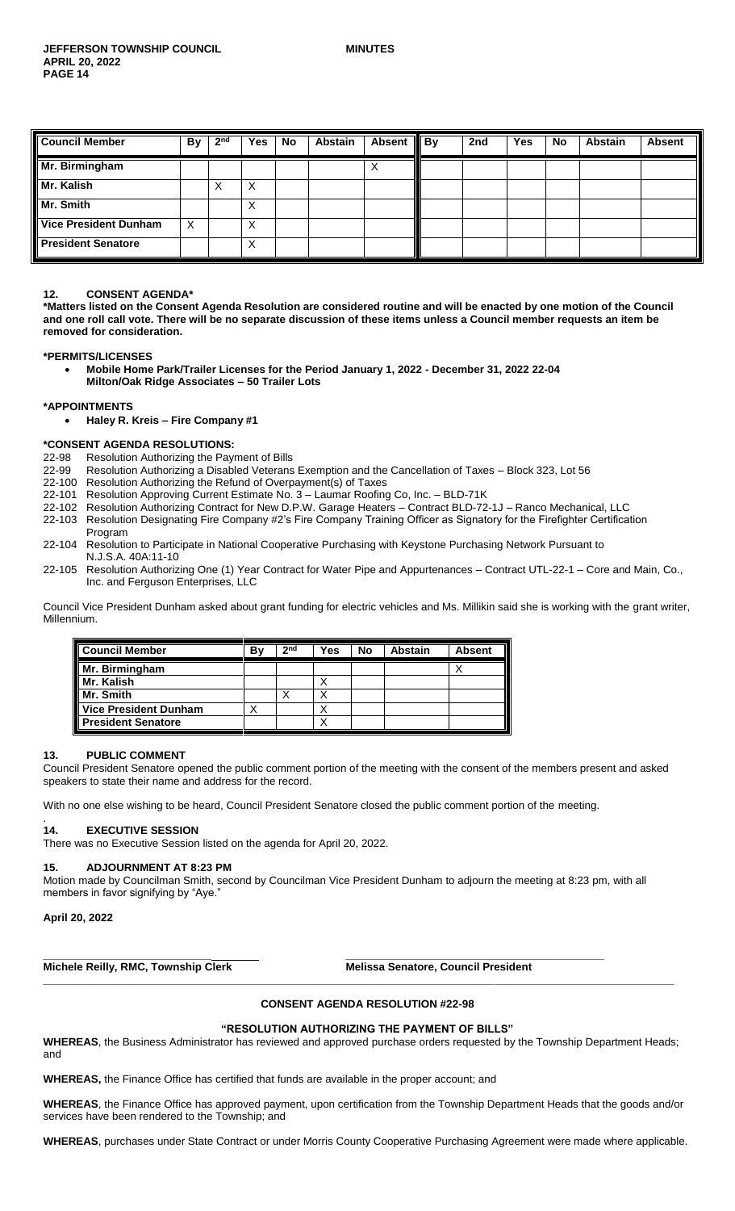| Council Member | By | 2nd | Yes | No | Abstain | Absent | By | 2nd | Yes | No | Abstain | Absent |
|---|---|---|---|---|---|---|---|---|---|---|---|---|
| Mr. Birmingham | | | | | | X | | | | | | |
| Mr. Kalish | | X | X | | | | | | | | | |
| Mr. Smith | | | X | | | | | | | | | |
| Vice President Dunham | X | | X | | | | | | | | | |
| President Senatore | | | X | | | | | | | | | |

**12. CONSENT AGENDA***

**\*Matters listed on the Consent Agenda Resolution are considered routine and will be enacted by one motion of the Council and one roll call vote. There will be no separate discussion of these items unless a Council member requests an item be removed for consideration.**

**\*PERMITS/LICENSES**

- **Mobile Home Park/Trailer Licenses for the Period January 1, 2022 - December 31, 2022 22-04 Milton/Oak Ridge Associates – 50 Trailer Lots**

**\*APPOINTMENTS**

- **Haley R. Kreis – Fire Company #1**

**\*CONSENT AGENDA RESOLUTIONS:**

22-98 Resolution Authorizing the Payment of Bills
22-99 Resolution Authorizing a Disabled Veterans Exemption and the Cancellation of Taxes – Block 323, Lot 56
22-100 Resolution Authorizing the Refund of Overpayment(s) of Taxes
22-101 Resolution Approving Current Estimate No. 3 – Laumar Roofing Co, Inc. – BLD-71K
22-102 Resolution Authorizing Contract for New D.P.W. Garage Heaters – Contract BLD-72-1J – Ranco Mechanical, LLC
22-103 Resolution Designating Fire Company #2's Fire Company Training Officer as Signatory for the Firefighter Certification Program
22-104 Resolution to Participate in National Cooperative Purchasing with Keystone Purchasing Network Pursuant to N.J.S.A. 40A:11-10
22-105 Resolution Authorizing One (1) Year Contract for Water Pipe and Appurtenances – Contract UTL-22-1 – Core and Main, Co., Inc. and Ferguson Enterprises, LLC

Council Vice President Dunham asked about grant funding for electric vehicles and Ms. Millikin said she is working with the grant writer, Millennium.

| Council Member | By | 2nd | Yes | No | Abstain | Absent |
|---|---|---|---|---|---|---|
| Mr. Birmingham | | | | | | X |
| Mr. Kalish | | | X | | | |
| Mr. Smith | | X | X | | | |
| Vice President Dunham | X | | X | | | |
| President Senatore | | | X | | | |

**13. PUBLIC COMMENT**

Council President Senatore opened the public comment portion of the meeting with the consent of the members present and asked speakers to state their name and address for the record.

With no one else wishing to be heard, Council President Senatore closed the public comment portion of the meeting.

**14. EXECUTIVE SESSION**

There was no Executive Session listed on the agenda for April 20, 2022.

**15. ADJOURNMENT AT 8:23 PM**

Motion made by Councilman Smith, second by Councilman Vice President Dunham to adjourn the meeting at 8:23 pm, with all members in favor signifying by "Aye."

**April 20, 2022**

**Michele Reilly, RMC, Township Clerk** — **Melissa Senatore, Council President**

**CONSENT AGENDA RESOLUTION #22-98**

**"RESOLUTION AUTHORIZING THE PAYMENT OF BILLS"**

**WHEREAS**, the Business Administrator has reviewed and approved purchase orders requested by the Township Department Heads; and

**WHEREAS,** the Finance Office has certified that funds are available in the proper account; and

**WHEREAS**, the Finance Office has approved payment, upon certification from the Township Department Heads that the goods and/or services have been rendered to the Township; and

**WHEREAS**, purchases under State Contract or under Morris County Cooperative Purchasing Agreement were made where applicable.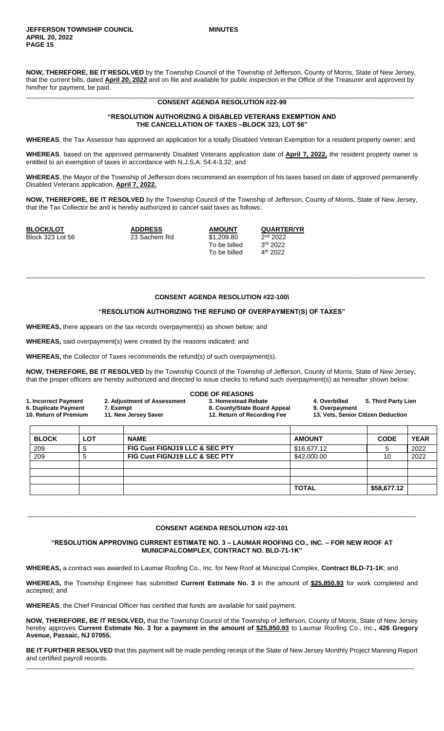**NOW, THEREFORE, BE IT RESOLVED** by the Township Council of the Township of Jefferson, County of Morris, State of New Jersey, that the current bills, dated **April 20, 2022** and on file and available for public inspection in the Office of the Treasurer and approved by him/her for payment, be paid.

---

**CONSENT AGENDA RESOLUTION #22-99**

**"RESOLUTION AUTHORIZING A DISABLED VETERANS EXEMPTION AND THE CANCELLATION OF TAXES –BLOCK 323, LOT 56"**

**WHEREAS**, the Tax Assessor has approved an application for a totally Disabled Veteran Exemption for a resident property owner; and

**WHEREAS**, based on the approved permanently Disabled Veterans application date of **April 7, 2022,** the resident property owner is entitled to an exemption of taxes in accordance with N.J.S.A. 54:4-3.32; and

**WHEREAS**, the Mayor of the Township of Jefferson does recommend an exemption of his taxes based on date of approved permanently Disabled Veterans application, **April 7, 2022.**

**NOW, THEREFORE, BE IT RESOLVED** by the Township Council of the Township of Jefferson, County of Morris, State of New Jersey, that the Tax Collector be and is hereby authorized to cancel said taxes as follows:

| **BLOCK/LOT** | **ADDRESS** | **AMOUNT** | **QUARTER/YR** |
|---|---|---|---|
| Block 323 Lot 56 | 23 Sachem Rd | $1,209.80 | 2nd 2022 |
| | | To be billed | 3rd 2022 |
| | | To be billed | 4th 2022 |

---

**CONSENT AGENDA RESOLUTION #22-100\**

**"RESOLUTION AUTHORIZING THE REFUND OF OVERPAYMENT(S) OF TAXES"**

**WHEREAS,** there appears on the tax records overpayment(s) as shown below; and

**WHEREAS,** said overpayment(s) were created by the reasons indicated; and

**WHEREAS,** the Collector of Taxes recommends the refund(s) of such overpayment(s).

**NOW, THEREFORE, BE IT RESOLVED** by the Township Council of the Township of Jefferson, County of Morris, State of New Jersey, that the proper officers are hereby authorized and directed to issue checks to refund such overpayment(s) as hereafter shown below:

**CODE OF REASONS**

**1. Incorrect Payment** **2. Adjustment of Assessment** **3. Homestead Rebate** **4. Overbilled** **5. Third Party Lien**
**6. Duplicate Payment** **7. Exempt** **8. County/State Board Appeal** **9. Overpayment**
**10. Return of Premium** **11. New Jersey Saver** **12. Return of Recording Fee** **13. Vets, Senior Citizen Deduction**

| **BLOCK** | **LOT** | **NAME** | **AMOUNT** | **CODE** | **YEAR** |
|---|---|---|---|---|---|
| 209 | 5 | **FIG Cust FIGNJ19 LLC & SEC PTY** | $16,677.12 | 5 | 2022 |
| 209 | 5 | **FIG Cust FIGNJ19 LLC & SEC PTY** | $42,000.00 | 10 | 2022 |
| | | | | | |
| | | | | | |
| | | | | | |
| | | | **TOTAL** | **$58,677.12** | |

---

**CONSENT AGENDA RESOLUTION #22-101**

**"RESOLUTION APPROVING CURRENT ESTIMATE NO. 3 – LAUMAR ROOFING CO., INC. – FOR NEW ROOF AT MUNICIPALCOMPLEX, CONTRACT NO. BLD-71-1K"**

**WHEREAS,** a contract was awarded to Laumar Roofing Co., Inc. for New Roof at Municipal Complex, **Contract BLD-71-1K**; and

**WHEREAS,** the Township Engineer has submitted **Current Estimate No. 3** in the amount of **$25,850.93** for work completed and accepted; and

**WHEREAS**, the Chief Financial Officer has certified that funds are available for said payment.

**NOW, THEREFORE, BE IT RESOLVED,** that the Township Council of the Township of Jefferson, County of Morris, State of New Jersey hereby approves **Current Estimate No. 3 for a payment in the amount of $25,850.93** to Laumar Roofing Co., Inc.**, 426 Gregory Avenue, Passaic, NJ 07055.**

**BE IT FURTHER RESOLVED** that this payment will be made pending receipt of the State of New Jersey Monthly Project Manning Report and certified payroll records.

---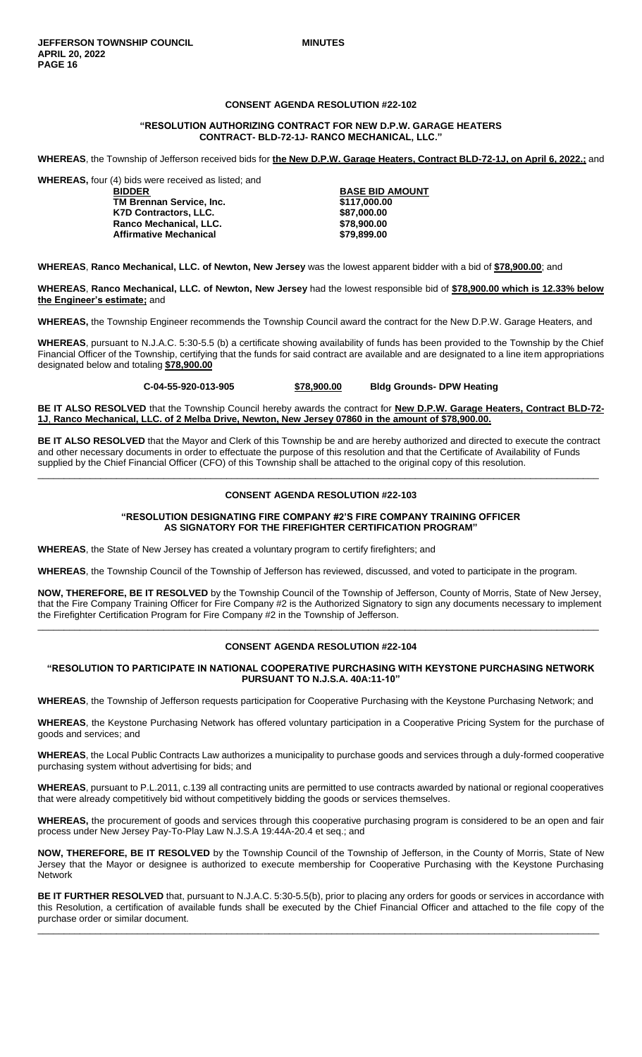**CONSENT AGENDA RESOLUTION #22-102**

**"RESOLUTION AUTHORIZING CONTRACT FOR NEW D.P.W. GARAGE HEATERS CONTRACT- BLD-72-1J- RANCO MECHANICAL, LLC."**

**WHEREAS**, the Township of Jefferson received bids for **the New D.P.W. Garage Heaters, Contract BLD-72-1J, on April 6, 2022.;** and

**WHEREAS,** four (4) bids were received as listed; and

| BIDDER | BASE BID AMOUNT |
|---|---|
| **TM Brennan Service, Inc.** | **$117,000.00** |
| **K7D Contractors, LLC.** | **$87,000.00** |
| **Ranco Mechanical, LLC.** | **$78,900.00** |
| **Affirmative Mechanical** | **$79,899.00** |

**WHEREAS**, **Ranco Mechanical, LLC. of Newton, New Jersey** was the lowest apparent bidder with a bid of **$78,900.00**; and

**WHEREAS**, **Ranco Mechanical, LLC. of Newton, New Jersey** had the lowest responsible bid of **$78,900.00 which is 12.33% below the Engineer's estimate;** and

**WHEREAS,** the Township Engineer recommends the Township Council award the contract for the New D.P.W. Garage Heaters, and

**WHEREAS**, pursuant to N.J.A.C. 5:30-5.5 (b) a certificate showing availability of funds has been provided to the Township by the Chief Financial Officer of the Township, certifying that the funds for said contract are available and are designated to a line item appropriations designated below and totaling **$78,900.00**

**C-04-55-920-013-905** **$78,900.00** **Bldg Grounds- DPW Heating**

**BE IT ALSO RESOLVED** that the Township Council hereby awards the contract for **New D.P.W. Garage Heaters, Contract BLD-72-1J**, **Ranco Mechanical, LLC. of 2 Melba Drive, Newton, New Jersey 07860 in the amount of $78,900.00.**

**BE IT ALSO RESOLVED** that the Mayor and Clerk of this Township be and are hereby authorized and directed to execute the contract and other necessary documents in order to effectuate the purpose of this resolution and that the Certificate of Availability of Funds supplied by the Chief Financial Officer (CFO) of this Township shall be attached to the original copy of this resolution.

---

**CONSENT AGENDA RESOLUTION #22-103**

**"RESOLUTION DESIGNATING FIRE COMPANY #2'S FIRE COMPANY TRAINING OFFICER AS SIGNATORY FOR THE FIREFIGHTER CERTIFICATION PROGRAM"**

**WHEREAS**, the State of New Jersey has created a voluntary program to certify firefighters; and

**WHEREAS**, the Township Council of the Township of Jefferson has reviewed, discussed, and voted to participate in the program.

**NOW, THEREFORE, BE IT RESOLVED** by the Township Council of the Township of Jefferson, County of Morris, State of New Jersey, that the Fire Company Training Officer for Fire Company #2 is the Authorized Signatory to sign any documents necessary to implement the Firefighter Certification Program for Fire Company #2 in the Township of Jefferson.

---

**CONSENT AGENDA RESOLUTION #22-104**

**"RESOLUTION TO PARTICIPATE IN NATIONAL COOPERATIVE PURCHASING WITH KEYSTONE PURCHASING NETWORK PURSUANT TO N.J.S.A. 40A:11-10"**

**WHEREAS**, the Township of Jefferson requests participation for Cooperative Purchasing with the Keystone Purchasing Network; and

**WHEREAS**, the Keystone Purchasing Network has offered voluntary participation in a Cooperative Pricing System for the purchase of goods and services; and

**WHEREAS**, the Local Public Contracts Law authorizes a municipality to purchase goods and services through a duly-formed cooperative purchasing system without advertising for bids; and

**WHEREAS**, pursuant to P.L.2011, c.139 all contracting units are permitted to use contracts awarded by national or regional cooperatives that were already competitively bid without competitively bidding the goods or services themselves.

**WHEREAS,** the procurement of goods and services through this cooperative purchasing program is considered to be an open and fair process under New Jersey Pay-To-Play Law N.J.S.A 19:44A-20.4 et seq.; and

**NOW, THEREFORE, BE IT RESOLVED** by the Township Council of the Township of Jefferson, in the County of Morris, State of New Jersey that the Mayor or designee is authorized to execute membership for Cooperative Purchasing with the Keystone Purchasing Network

**BE IT FURTHER RESOLVED** that, pursuant to N.J.A.C. 5:30-5.5(b), prior to placing any orders for goods or services in accordance with this Resolution, a certification of available funds shall be executed by the Chief Financial Officer and attached to the file copy of the purchase order or similar document.

---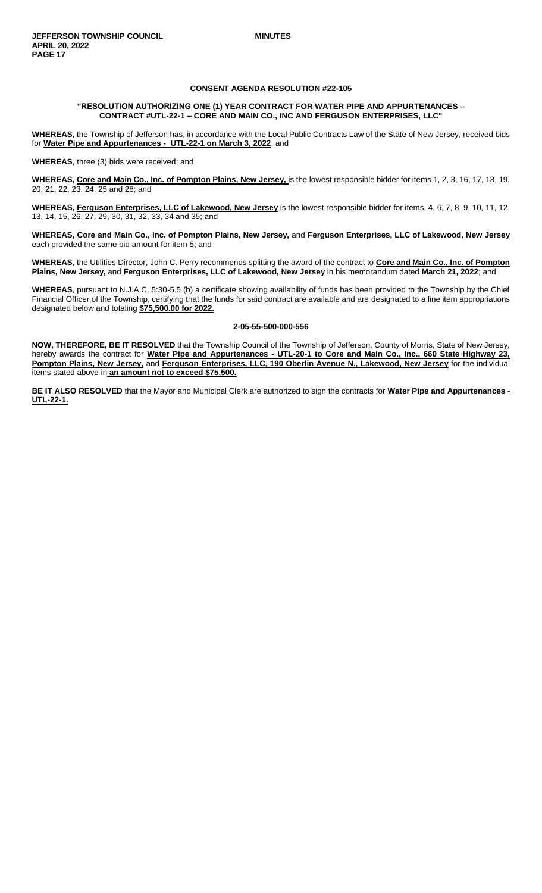## CONSENT AGENDA RESOLUTION #22-105

### "RESOLUTION AUTHORIZING ONE (1) YEAR CONTRACT FOR WATER PIPE AND APPURTENANCES – CONTRACT #UTL-22-1 – CORE AND MAIN CO., INC AND FERGUSON ENTERPRISES, LLC"

**WHEREAS,** the Township of Jefferson has, in accordance with the Local Public Contracts Law of the State of New Jersey, received bids for **Water Pipe and Appurtenances - UTL-22-1 on March 3, 2022**; and

**WHEREAS**, three (3) bids were received; and

**WHEREAS, Core and Main Co., Inc. of Pompton Plains, New Jersey,** is the lowest responsible bidder for items 1, 2, 3, 16, 17, 18, 19, 20, 21, 22, 23, 24, 25 and 28; and

**WHEREAS, Ferguson Enterprises, LLC of Lakewood, New Jersey** is the lowest responsible bidder for items, 4, 6, 7, 8, 9, 10, 11, 12, 13, 14, 15, 26, 27, 29, 30, 31, 32, 33, 34 and 35; and

**WHEREAS, Core and Main Co., Inc. of Pompton Plains, New Jersey,** and **Ferguson Enterprises, LLC of Lakewood, New Jersey** each provided the same bid amount for item 5; and

**WHEREAS**, the Utilities Director, John C. Perry recommends splitting the award of the contract to **Core and Main Co., Inc. of Pompton Plains, New Jersey,** and **Ferguson Enterprises, LLC of Lakewood, New Jersey** in his memorandum dated **March 21, 2022**; and

**WHEREAS**, pursuant to N.J.A.C. 5:30-5.5 (b) a certificate showing availability of funds has been provided to the Township by the Chief Financial Officer of the Township, certifying that the funds for said contract are available and are designated to a line item appropriations designated below and totaling **$75,500.00 for 2022.**

**2-05-55-500-000-556**

**NOW, THEREFORE, BE IT RESOLVED** that the Township Council of the Township of Jefferson, County of Morris, State of New Jersey, hereby awards the contract for **Water Pipe and Appurtenances - UTL-20-1 to Core and Main Co., Inc., 660 State Highway 23, Pompton Plains, New Jersey,** and **Ferguson Enterprises, LLC, 190 Oberlin Avenue N., Lakewood, New Jersey** for the individual items stated above in **an amount not to exceed $75,500.**

**BE IT ALSO RESOLVED** that the Mayor and Municipal Clerk are authorized to sign the contracts for **Water Pipe and Appurtenances - UTL-22-1.**